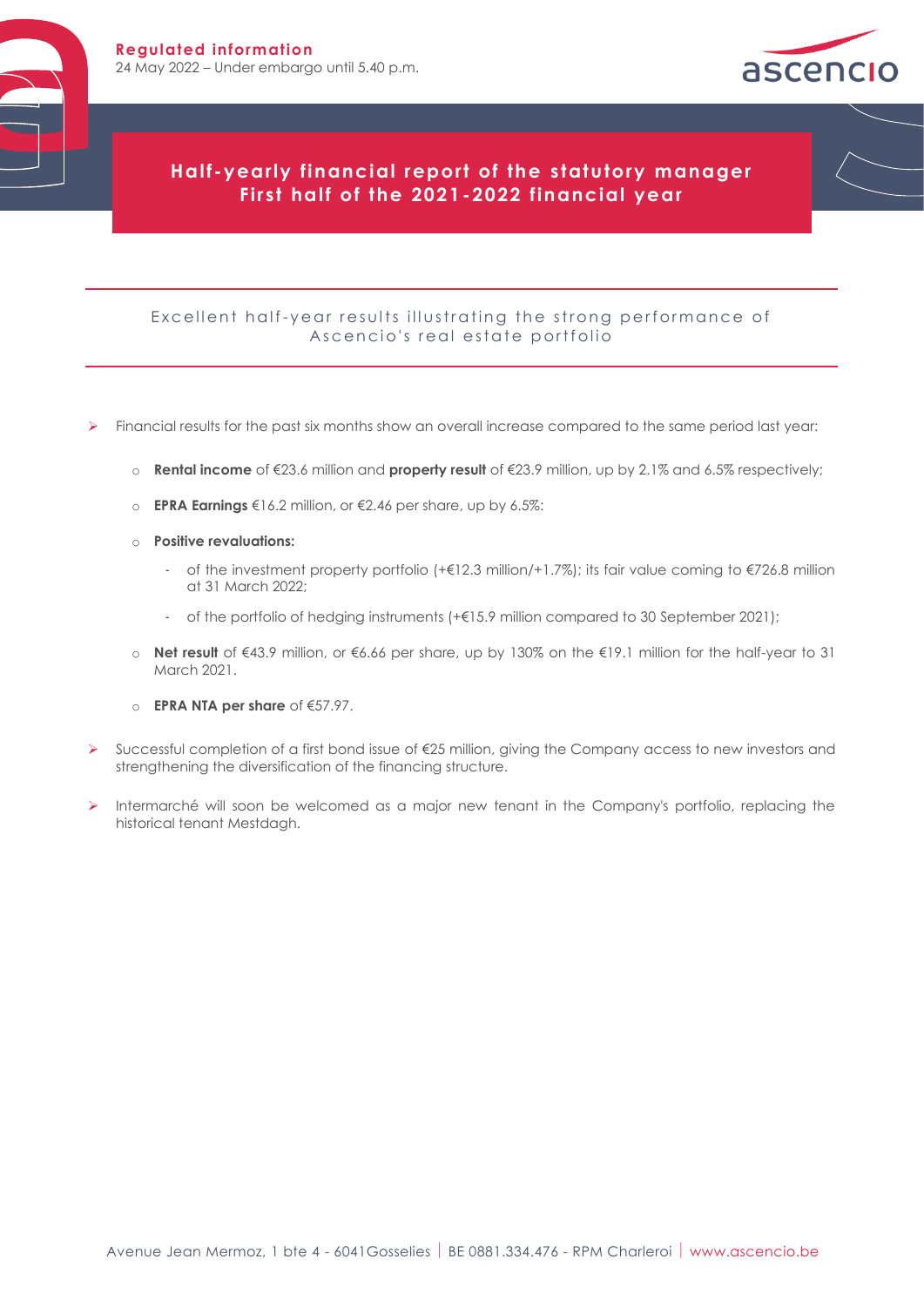**Regulated information**

24 May 2022 – Under embargo until 5.40 p.m.

# Half-yearly financial report of the statutory manager
# First half of the 2021-2022 financial year

## Excellent half-year results illustrating the strong performance of Ascencio's real estate portfolio

- Financial results for the past six months show an overall increase compared to the same period last year:
  - **Rental income** of €23.6 million and **property result** of €23.9 million, up by 2.1% and 6.5% respectively;
  - **EPRA Earnings** €16.2 million, or €2.46 per share, up by 6.5%;
  - **Positive revaluations:**
    - of the investment property portfolio (+€12.3 million/+1.7%); its fair value coming to €726.8 million at 31 March 2022;
    - of the portfolio of hedging instruments (+€15.9 million compared to 30 September 2021);
  - **Net result** of €43.9 million, or €6.66 per share, up by 130% on the €19.1 million for the half-year to 31 March 2021.
  - **EPRA NTA per share** of €57.97.
- Successful completion of a first bond issue of €25 million, giving the Company access to new investors and strengthening the diversification of the financing structure.
- Intermarché will soon be welcomed as a major new tenant in the Company's portfolio, replacing the historical tenant Mestdagh.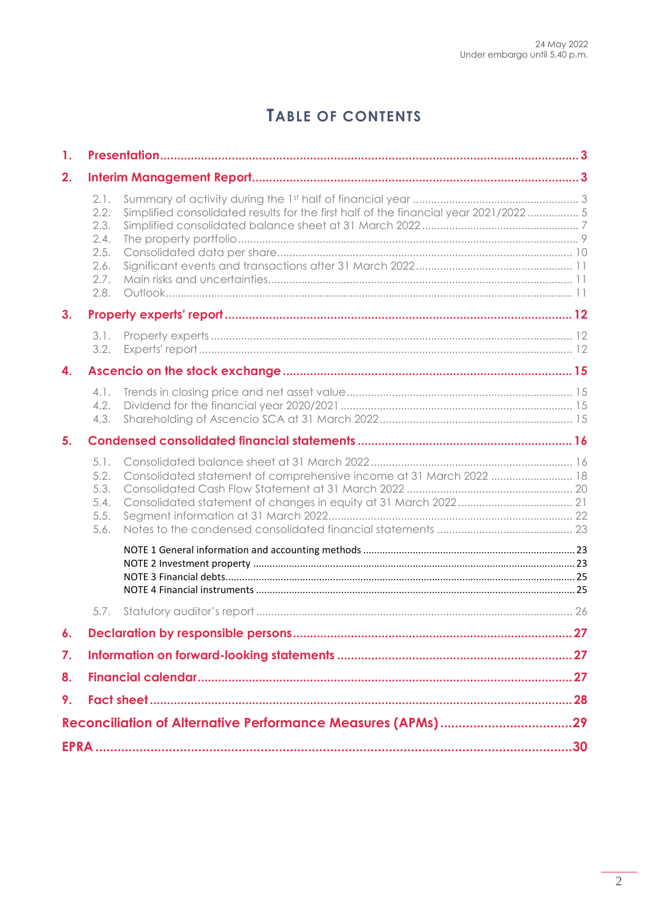24 May 2022
Under embargo until 5.40 p.m.

# TABLE OF CONTENTS

1. **Presentation** ..... 3
2. **Interim Management Report** ..... 3
   - 2.1. Summary of activity during the 1st half of financial year ..... 3
   - 2.2. Simplified consolidated results for the first half of the financial year 2021/2022 ..... 5
   - 2.3. Simplified consolidated balance sheet at 31 March 2022 ..... 7
   - 2.4. The property portfolio ..... 9
   - 2.5. Consolidated data per share ..... 10
   - 2.6. Significant events and transactions after 31 March 2022 ..... 11
   - 2.7. Main risks and uncertainties ..... 11
   - 2.8. Outlook ..... 11
3. **Property experts' report** ..... 12
   - 3.1. Property experts ..... 12
   - 3.2. Experts' report ..... 12
4. **Ascencio on the stock exchange** ..... 15
   - 4.1. Trends in closing price and net asset value ..... 15
   - 4.2. Dividend for the financial year 2020/2021 ..... 15
   - 4.3. Shareholding of Ascencio SCA at 31 March 2022 ..... 15
5. **Condensed consolidated financial statements** ..... 16
   - 5.1. Consolidated balance sheet at 31 March 2022 ..... 16
   - 5.2. Consolidated statement of comprehensive income at 31 March 2022 ..... 18
   - 5.3. Consolidated Cash Flow Statement at 31 March 2022 ..... 20
   - 5.4. Consolidated statement of changes in equity at 31 March 2022 ..... 21
   - 5.5. Segment information at 31 March 2022 ..... 22
   - 5.6. Notes to the condensed consolidated financial statements ..... 23
     - NOTE 1 General information and accounting methods ..... 23
     - NOTE 2 Investment property ..... 23
     - NOTE 3 Financial debts ..... 25
     - NOTE 4 Financial instruments ..... 25
   - 5.7. Statutory auditor's report ..... 26
6. **Declaration by responsible persons** ..... 27
7. **Information on forward-looking statements** ..... 27
8. **Financial calendar** ..... 27
9. **Fact sheet** ..... 28

**Reconciliation of Alternative Performance Measures (APMs)** ..... 29

**EPRA** ..... 30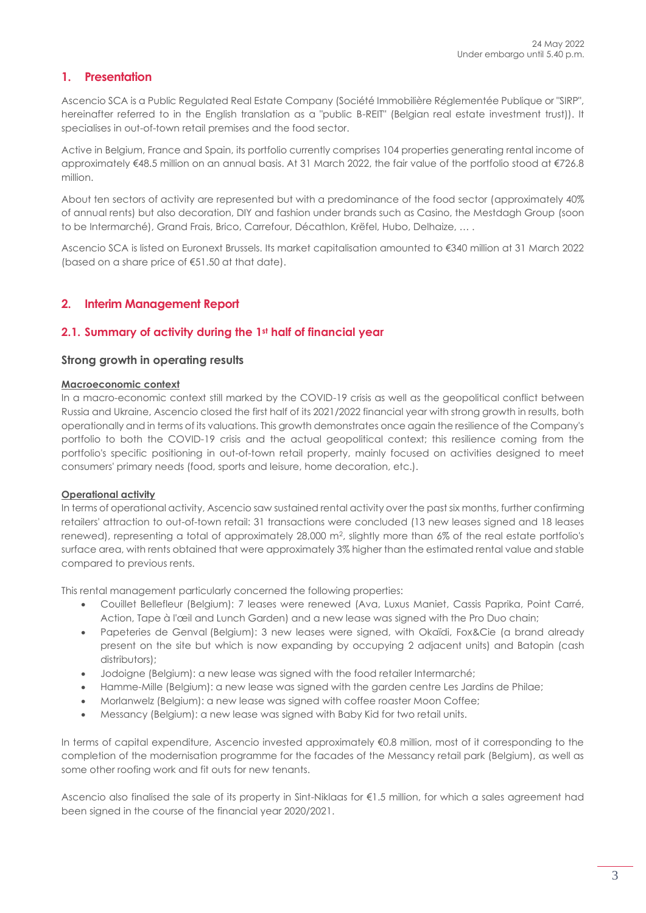24 May 2022
Under embargo until 5.40 p.m.

# 1. Presentation

Ascencio SCA is a Public Regulated Real Estate Company (Société Immobilière Réglementée Publique or "SIRP", hereinafter referred to in the English translation as a "public B-REIT" (Belgian real estate investment trust)). It specialises in out-of-town retail premises and the food sector.

Active in Belgium, France and Spain, its portfolio currently comprises 104 properties generating rental income of approximately €48.5 million on an annual basis. At 31 March 2022, the fair value of the portfolio stood at €726.8 million.

About ten sectors of activity are represented but with a predominance of the food sector (approximately 40% of annual rents) but also decoration, DIY and fashion under brands such as Casino, the Mestdagh Group (soon to be Intermarché), Grand Frais, Brico, Carrefour, Décathlon, Krëfel, Hubo, Delhaize, … .

Ascencio SCA is listed on Euronext Brussels. Its market capitalisation amounted to €340 million at 31 March 2022 (based on a share price of €51.50 at that date).

# 2. Interim Management Report

## 2.1. Summary of activity during the 1st half of financial year

### Strong growth in operating results

**Macroeconomic context**

In a macro-economic context still marked by the COVID-19 crisis as well as the geopolitical conflict between Russia and Ukraine, Ascencio closed the first half of its 2021/2022 financial year with strong growth in results, both operationally and in terms of its valuations. This growth demonstrates once again the resilience of the Company's portfolio to both the COVID-19 crisis and the actual geopolitical context; this resilience coming from the portfolio's specific positioning in out-of-town retail property, mainly focused on activities designed to meet consumers' primary needs (food, sports and leisure, home decoration, etc.).

**Operational activity**

In terms of operational activity, Ascencio saw sustained rental activity over the past six months, further confirming retailers' attraction to out-of-town retail: 31 transactions were concluded (13 new leases signed and 18 leases renewed), representing a total of approximately 28,000 m², slightly more than 6% of the real estate portfolio's surface area, with rents obtained that were approximately 3% higher than the estimated rental value and stable compared to previous rents.

This rental management particularly concerned the following properties:

- Couillet Bellefleur (Belgium): 7 leases were renewed (Ava, Luxus Maniet, Cassis Paprika, Point Carré, Action, Tape à l'œil and Lunch Garden) and a new lease was signed with the Pro Duo chain;
- Papeteries de Genval (Belgium): 3 new leases were signed, with Okaïdi, Fox&Cie (a brand already present on the site but which is now expanding by occupying 2 adjacent units) and Batopin (cash distributors);
- Jodoigne (Belgium): a new lease was signed with the food retailer Intermarché;
- Hamme-Mille (Belgium): a new lease was signed with the garden centre Les Jardins de Philae;
- Morlanwelz (Belgium): a new lease was signed with coffee roaster Moon Coffee;
- Messancy (Belgium): a new lease was signed with Baby Kid for two retail units.

In terms of capital expenditure, Ascencio invested approximately €0.8 million, most of it corresponding to the completion of the modernisation programme for the facades of the Messancy retail park (Belgium), as well as some other roofing work and fit outs for new tenants.

Ascencio also finalised the sale of its property in Sint-Niklaas for €1.5 million, for which a sales agreement had been signed in the course of the financial year 2020/2021.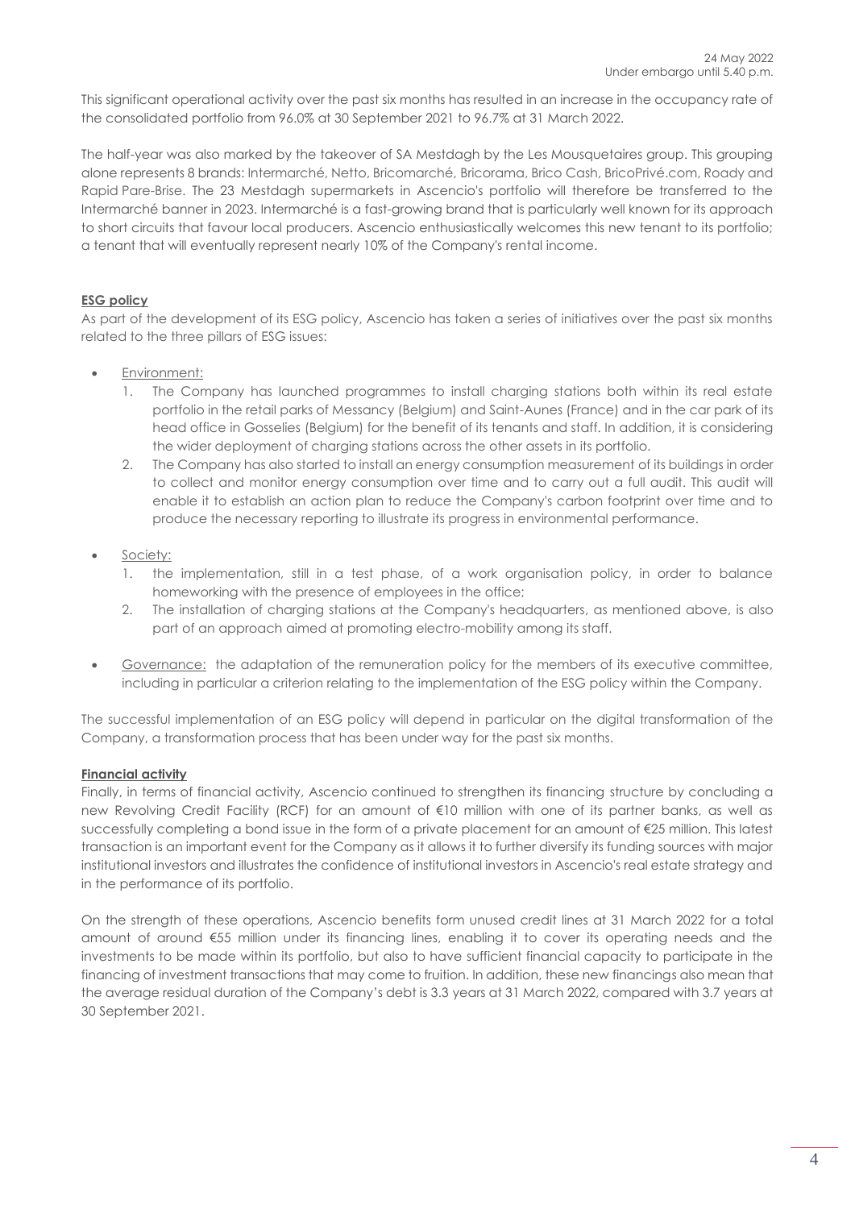This significant operational activity over the past six months has resulted in an increase in the occupancy rate of the consolidated portfolio from 96.0% at 30 September 2021 to 96.7% at 31 March 2022.

The half-year was also marked by the takeover of SA Mestdagh by the Les Mousquetaires group. This grouping alone represents 8 brands: Intermarché, Netto, Bricomarché, Bricorama, Brico Cash, BricoPrivé.com, Roady and Rapid Pare-Brise. The 23 Mestdagh supermarkets in Ascencio's portfolio will therefore be transferred to the Intermarché banner in 2023. Intermarché is a fast-growing brand that is particularly well known for its approach to short circuits that favour local producers. Ascencio enthusiastically welcomes this new tenant to its portfolio; a tenant that will eventually represent nearly 10% of the Company's rental income.

**ESG policy**

As part of the development of its ESG policy, Ascencio has taken a series of initiatives over the past six months related to the three pillars of ESG issues:

- Environment:
  1. The Company has launched programmes to install charging stations both within its real estate portfolio in the retail parks of Messancy (Belgium) and Saint-Aunes (France) and in the car park of its head office in Gosselies (Belgium) for the benefit of its tenants and staff. In addition, it is considering the wider deployment of charging stations across the other assets in its portfolio.
  2. The Company has also started to install an energy consumption measurement of its buildings in order to collect and monitor energy consumption over time and to carry out a full audit. This audit will enable it to establish an action plan to reduce the Company's carbon footprint over time and to produce the necessary reporting to illustrate its progress in environmental performance.
- Society:
  1. the implementation, still in a test phase, of a work organisation policy, in order to balance homeworking with the presence of employees in the office;
  2. The installation of charging stations at the Company's headquarters, as mentioned above, is also part of an approach aimed at promoting electro-mobility among its staff.
- Governance: the adaptation of the remuneration policy for the members of its executive committee, including in particular a criterion relating to the implementation of the ESG policy within the Company.

The successful implementation of an ESG policy will depend in particular on the digital transformation of the Company, a transformation process that has been under way for the past six months.

**Financial activity**

Finally, in terms of financial activity, Ascencio continued to strengthen its financing structure by concluding a new Revolving Credit Facility (RCF) for an amount of €10 million with one of its partner banks, as well as successfully completing a bond issue in the form of a private placement for an amount of €25 million. This latest transaction is an important event for the Company as it allows it to further diversify its funding sources with major institutional investors and illustrates the confidence of institutional investors in Ascencio's real estate strategy and in the performance of its portfolio.

On the strength of these operations, Ascencio benefits form unused credit lines at 31 March 2022 for a total amount of around €55 million under its financing lines, enabling it to cover its operating needs and the investments to be made within its portfolio, but also to have sufficient financial capacity to participate in the financing of investment transactions that may come to fruition. In addition, these new financings also mean that the average residual duration of the Company's debt is 3.3 years at 31 March 2022, compared with 3.7 years at 30 September 2021.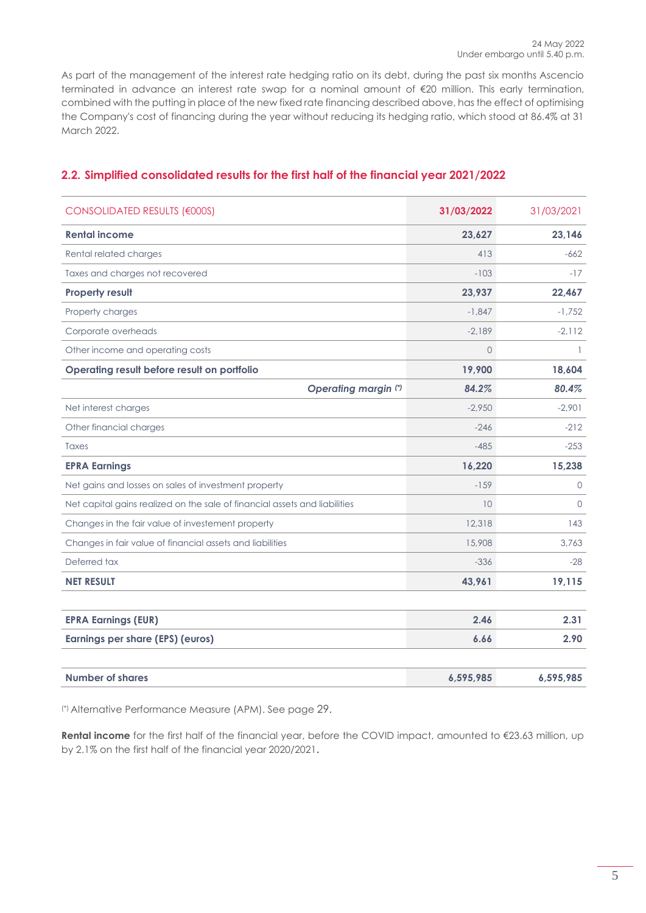As part of the management of the interest rate hedging ratio on its debt, during the past six months Ascencio terminated in advance an interest rate swap for a nominal amount of €20 million. This early termination, combined with the putting in place of the new fixed rate financing described above, has the effect of optimising the Company's cost of financing during the year without reducing its hedging ratio, which stood at 86.4% at 31 March 2022.

## 2.2. Simplified consolidated results for the first half of the financial year 2021/2022

| CONSOLIDATED RESULTS (€000S) | 31/03/2022 | 31/03/2021 |
|---|---|---|
| **Rental income** | **23,627** | **23,146** |
| Rental related charges | 413 | -662 |
| Taxes and charges not recovered | -103 | -17 |
| **Property result** | **23,937** | **22,467** |
| Property charges | -1,847 | -1,752 |
| Corporate overheads | -2,189 | -2,112 |
| Other income and operating costs | 0 | 1 |
| **Operating result before result on portfolio** | **19,900** | **18,604** |
| ***Operating margin (\*)*** | ***84.2%*** | ***80.4%*** |
| Net interest charges | -2,950 | -2,901 |
| Other financial charges | -246 | -212 |
| Taxes | -485 | -253 |
| **EPRA Earnings** | **16,220** | **15,238** |
| Net gains and losses on sales of investment property | -159 | 0 |
| Net capital gains realized on the sale of financial assets and liabilities | 10 | 0 |
| Changes in the fair value of investement property | 12,318 | 143 |
| Changes in fair value of financial assets and liabilities | 15,908 | 3,763 |
| Deferred tax | -336 | -28 |
| **NET RESULT** | **43,961** | **19,115** |
| | | |
| **EPRA Earnings (EUR)** | **2.46** | **2.31** |
| **Earnings per share (EPS) (euros)** | **6.66** | **2.90** |
| | | |
| **Number of shares** | **6,595,985** | **6,595,985** |

(*) Alternative Performance Measure (APM). See page 29.

**Rental income** for the first half of the financial year, before the COVID impact, amounted to €23.63 million, up by 2.1% on the first half of the financial year 2020/2021.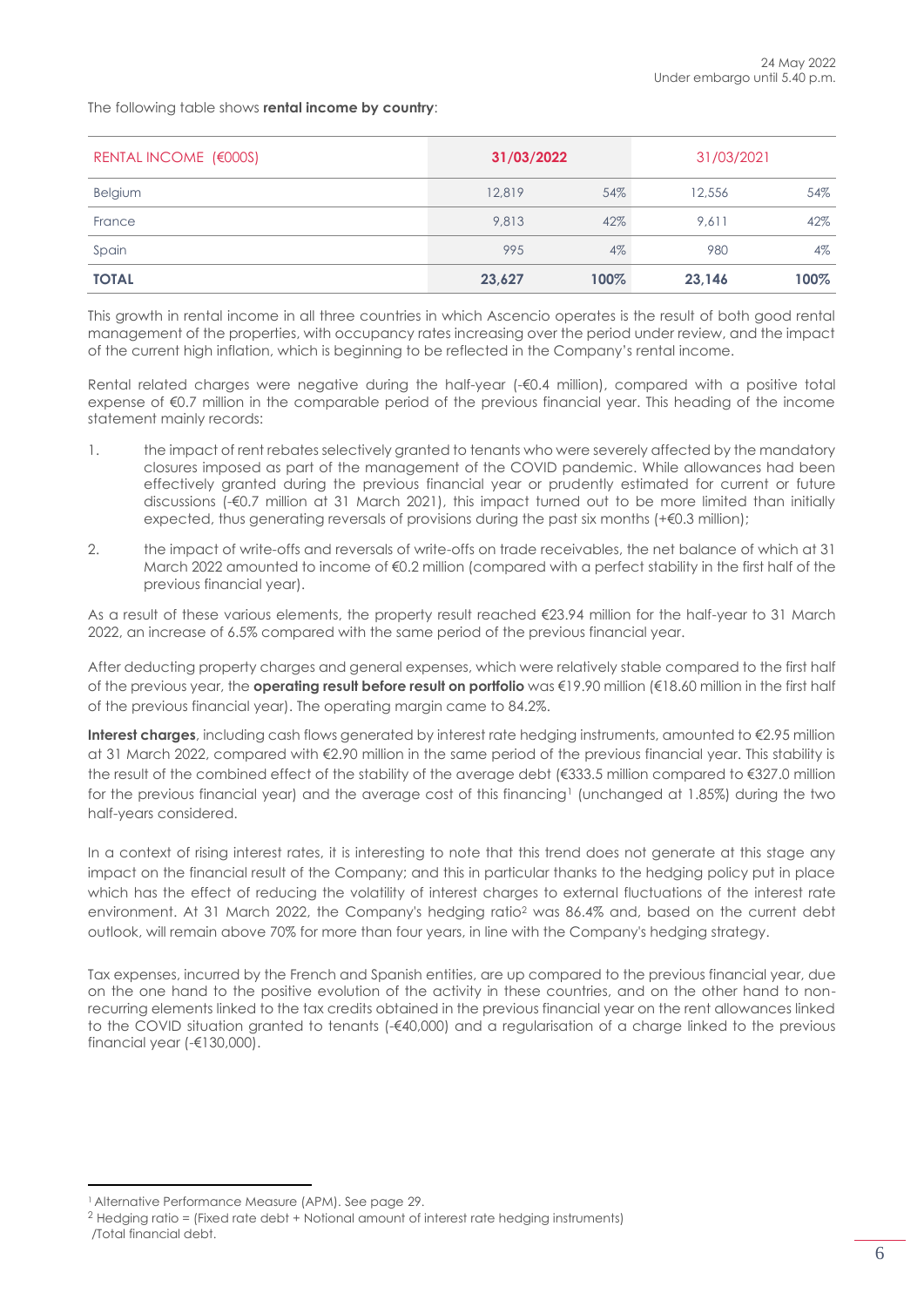The following table shows **rental income by country**:

| RENTAL INCOME (€000S) | 31/03/2022 | | 31/03/2021 | |
|---|---|---|---|---|
| Belgium | 12,819 | 54% | 12,556 | 54% |
| France | 9,813 | 42% | 9,611 | 42% |
| Spain | 995 | 4% | 980 | 4% |
| **TOTAL** | **23,627** | **100%** | **23,146** | **100%** |

This growth in rental income in all three countries in which Ascencio operates is the result of both good rental management of the properties, with occupancy rates increasing over the period under review, and the impact of the current high inflation, which is beginning to be reflected in the Company's rental income.

Rental related charges were negative during the half-year (-€0.4 million), compared with a positive total expense of €0.7 million in the comparable period of the previous financial year. This heading of the income statement mainly records:

1. the impact of rent rebates selectively granted to tenants who were severely affected by the mandatory closures imposed as part of the management of the COVID pandemic. While allowances had been effectively granted during the previous financial year or prudently estimated for current or future discussions (-€0.7 million at 31 March 2021), this impact turned out to be more limited than initially expected, thus generating reversals of provisions during the past six months (+€0.3 million);
2. the impact of write-offs and reversals of write-offs on trade receivables, the net balance of which at 31 March 2022 amounted to income of €0.2 million (compared with a perfect stability in the first half of the previous financial year).

As a result of these various elements, the property result reached €23.94 million for the half-year to 31 March 2022, an increase of 6.5% compared with the same period of the previous financial year.

After deducting property charges and general expenses, which were relatively stable compared to the first half of the previous year, the **operating result before result on portfolio** was €19.90 million (€18.60 million in the first half of the previous financial year). The operating margin came to 84.2%.

**Interest charges**, including cash flows generated by interest rate hedging instruments, amounted to €2.95 million at 31 March 2022, compared with €2.90 million in the same period of the previous financial year. This stability is the result of the combined effect of the stability of the average debt (€333.5 million compared to €327.0 million for the previous financial year) and the average cost of this financing[1] (unchanged at 1.85%) during the two half-years considered.

In a context of rising interest rates, it is interesting to note that this trend does not generate at this stage any impact on the financial result of the Company; and this in particular thanks to the hedging policy put in place which has the effect of reducing the volatility of interest charges to external fluctuations of the interest rate environment. At 31 March 2022, the Company's hedging ratio[2] was 86.4% and, based on the current debt outlook, will remain above 70% for more than four years, in line with the Company's hedging strategy.

Tax expenses, incurred by the French and Spanish entities, are up compared to the previous financial year, due on the one hand to the positive evolution of the activity in these countries, and on the other hand to non-recurring elements linked to the tax credits obtained in the previous financial year on the rent allowances linked to the COVID situation granted to tenants (-€40,000) and a regularisation of a charge linked to the previous financial year (-€130,000).

---

[1] Alternative Performance Measure (APM). See page 29.

[2] Hedging ratio = (Fixed rate debt + Notional amount of interest rate hedging instruments) /Total financial debt.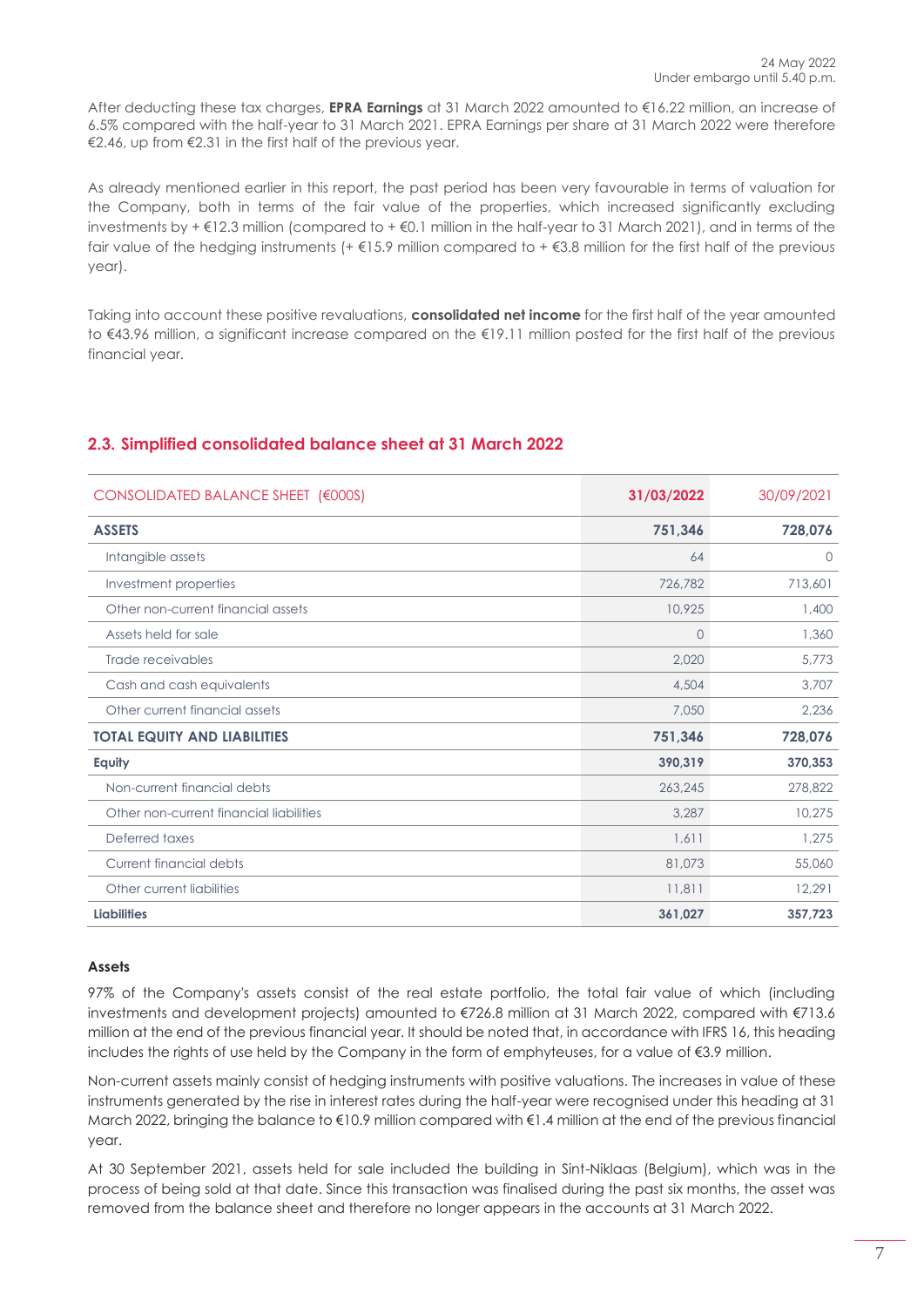After deducting these tax charges, **EPRA Earnings** at 31 March 2022 amounted to €16.22 million, an increase of 6.5% compared with the half-year to 31 March 2021. EPRA Earnings per share at 31 March 2022 were therefore €2.46, up from €2.31 in the first half of the previous year.

As already mentioned earlier in this report, the past period has been very favourable in terms of valuation for the Company, both in terms of the fair value of the properties, which increased significantly excluding investments by + €12.3 million (compared to + €0.1 million in the half-year to 31 March 2021), and in terms of the fair value of the hedging instruments (+ €15.9 million compared to + €3.8 million for the first half of the previous year).

Taking into account these positive revaluations, **consolidated net income** for the first half of the year amounted to €43.96 million, a significant increase compared on the €19.11 million posted for the first half of the previous financial year.

## 2.3. Simplified consolidated balance sheet at 31 March 2022

| CONSOLIDATED BALANCE SHEET (€000S) | 31/03/2022 | 30/09/2021 |
|---|---|---|
| **ASSETS** | **751,346** | **728,076** |
| Intangible assets | 64 | 0 |
| Investment properties | 726,782 | 713,601 |
| Other non-current financial assets | 10,925 | 1,400 |
| Assets held for sale | 0 | 1,360 |
| Trade receivables | 2,020 | 5,773 |
| Cash and cash equivalents | 4,504 | 3,707 |
| Other current financial assets | 7,050 | 2,236 |
| **TOTAL EQUITY AND LIABILITIES** | **751,346** | **728,076** |
| **Equity** | **390,319** | **370,353** |
| Non-current financial debts | 263,245 | 278,822 |
| Other non-current financial liabilities | 3,287 | 10,275 |
| Deferred taxes | 1,611 | 1,275 |
| Current financial debts | 81,073 | 55,060 |
| Other current liabilities | 11,811 | 12,291 |
| **Liabilities** | **361,027** | **357,723** |

**Assets**

97% of the Company's assets consist of the real estate portfolio, the total fair value of which (including investments and development projects) amounted to €726.8 million at 31 March 2022, compared with €713.6 million at the end of the previous financial year. It should be noted that, in accordance with IFRS 16, this heading includes the rights of use held by the Company in the form of emphyteuses, for a value of €3.9 million.

Non-current assets mainly consist of hedging instruments with positive valuations. The increases in value of these instruments generated by the rise in interest rates during the half-year were recognised under this heading at 31 March 2022, bringing the balance to €10.9 million compared with €1.4 million at the end of the previous financial year.

At 30 September 2021, assets held for sale included the building in Sint-Niklaas (Belgium), which was in the process of being sold at that date. Since this transaction was finalised during the past six months, the asset was removed from the balance sheet and therefore no longer appears in the accounts at 31 March 2022.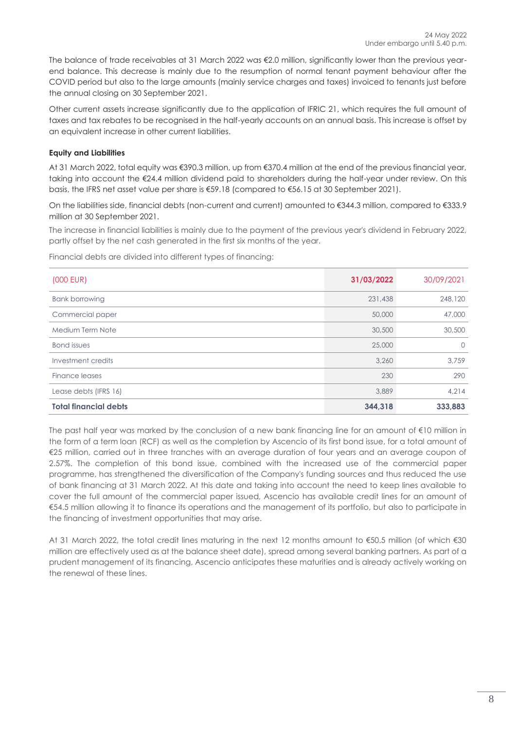The balance of trade receivables at 31 March 2022 was €2.0 million, significantly lower than the previous year-end balance. This decrease is mainly due to the resumption of normal tenant payment behaviour after the COVID period but also to the large amounts (mainly service charges and taxes) invoiced to tenants just before the annual closing on 30 September 2021.

Other current assets increase significantly due to the application of IFRIC 21, which requires the full amount of taxes and tax rebates to be recognised in the half-yearly accounts on an annual basis. This increase is offset by an equivalent increase in other current liabilities.

**Equity and Liabilities**

At 31 March 2022, total equity was €390.3 million, up from €370.4 million at the end of the previous financial year, taking into account the €24.4 million dividend paid to shareholders during the half-year under review. On this basis, the IFRS net asset value per share is €59.18 (compared to €56.15 at 30 September 2021).

On the liabilities side, financial debts (non-current and current) amounted to €344.3 million, compared to €333.9 million at 30 September 2021.

The increase in financial liabilities is mainly due to the payment of the previous year's dividend in February 2022, partly offset by the net cash generated in the first six months of the year.

Financial debts are divided into different types of financing:

| (000 EUR) | **31/03/2022** | 30/09/2021 |
|---|---|---|
| Bank borrowing | 231,438 | 248,120 |
| Commercial paper | 50,000 | 47,000 |
| Medium Term Note | 30,500 | 30,500 |
| Bond issues | 25,000 | 0 |
| Investment credits | 3,260 | 3,759 |
| Finance leases | 230 | 290 |
| Lease debts (IFRS 16) | 3,889 | 4,214 |
| **Total financial debts** | **344,318** | **333,883** |

The past half year was marked by the conclusion of a new bank financing line for an amount of €10 million in the form of a term loan (RCF) as well as the completion by Ascencio of its first bond issue, for a total amount of €25 million, carried out in three tranches with an average duration of four years and an average coupon of 2.57%. The completion of this bond issue, combined with the increased use of the commercial paper programme, has strengthened the diversification of the Company's funding sources and thus reduced the use of bank financing at 31 March 2022. At this date and taking into account the need to keep lines available to cover the full amount of the commercial paper issued, Ascencio has available credit lines for an amount of €54.5 million allowing it to finance its operations and the management of its portfolio, but also to participate in the financing of investment opportunities that may arise.

At 31 March 2022, the total credit lines maturing in the next 12 months amount to €50.5 million (of which €30 million are effectively used as at the balance sheet date), spread among several banking partners. As part of a prudent management of its financing, Ascencio anticipates these maturities and is already actively working on the renewal of these lines.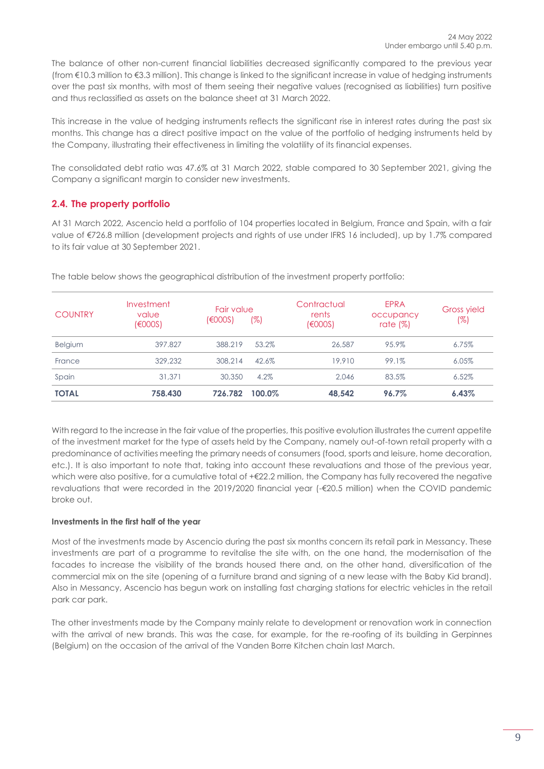The balance of other non-current financial liabilities decreased significantly compared to the previous year (from €10.3 million to €3.3 million). This change is linked to the significant increase in value of hedging instruments over the past six months, with most of them seeing their negative values (recognised as liabilities) turn positive and thus reclassified as assets on the balance sheet at 31 March 2022.

This increase in the value of hedging instruments reflects the significant rise in interest rates during the past six months. This change has a direct positive impact on the value of the portfolio of hedging instruments held by the Company, illustrating their effectiveness in limiting the volatility of its financial expenses.

The consolidated debt ratio was 47.6% at 31 March 2022, stable compared to 30 September 2021, giving the Company a significant margin to consider new investments.

## 2.4. The property portfolio

At 31 March 2022, Ascencio held a portfolio of 104 properties located in Belgium, France and Spain, with a fair value of €726.8 million (development projects and rights of use under IFRS 16 included), up by 1.7% compared to its fair value at 30 September 2021.

The table below shows the geographical distribution of the investment property portfolio:

| COUNTRY | Investment value (€000S) | Fair value (€000S) | (%) | Contractual rents (€000S) | EPRA occupancy rate (%) | Gross yield (%) |
|---|---|---|---|---|---|---|
| Belgium | 397.827 | 388.219 | 53.2% | 26,587 | 95.9% | 6.75% |
| France | 329,232 | 308,214 | 42.6% | 19,910 | 99.1% | 6.05% |
| Spain | 31,371 | 30,350 | 4.2% | 2,046 | 83.5% | 6.52% |
| **TOTAL** | **758.430** | **726.782** | **100.0%** | **48,542** | **96.7%** | **6.43%** |

With regard to the increase in the fair value of the properties, this positive evolution illustrates the current appetite of the investment market for the type of assets held by the Company, namely out-of-town retail property with a predominance of activities meeting the primary needs of consumers (food, sports and leisure, home decoration, etc.). It is also important to note that, taking into account these revaluations and those of the previous year, which were also positive, for a cumulative total of +€22.2 million, the Company has fully recovered the negative revaluations that were recorded in the 2019/2020 financial year (-€20.5 million) when the COVID pandemic broke out.

**Investments in the first half of the year**

Most of the investments made by Ascencio during the past six months concern its retail park in Messancy. These investments are part of a programme to revitalise the site with, on the one hand, the modernisation of the facades to increase the visibility of the brands housed there and, on the other hand, diversification of the commercial mix on the site (opening of a furniture brand and signing of a new lease with the Baby Kid brand). Also in Messancy, Ascencio has begun work on installing fast charging stations for electric vehicles in the retail park car park.

The other investments made by the Company mainly relate to development or renovation work in connection with the arrival of new brands. This was the case, for example, for the re-roofing of its building in Gerpinnes (Belgium) on the occasion of the arrival of the Vanden Borre Kitchen chain last March.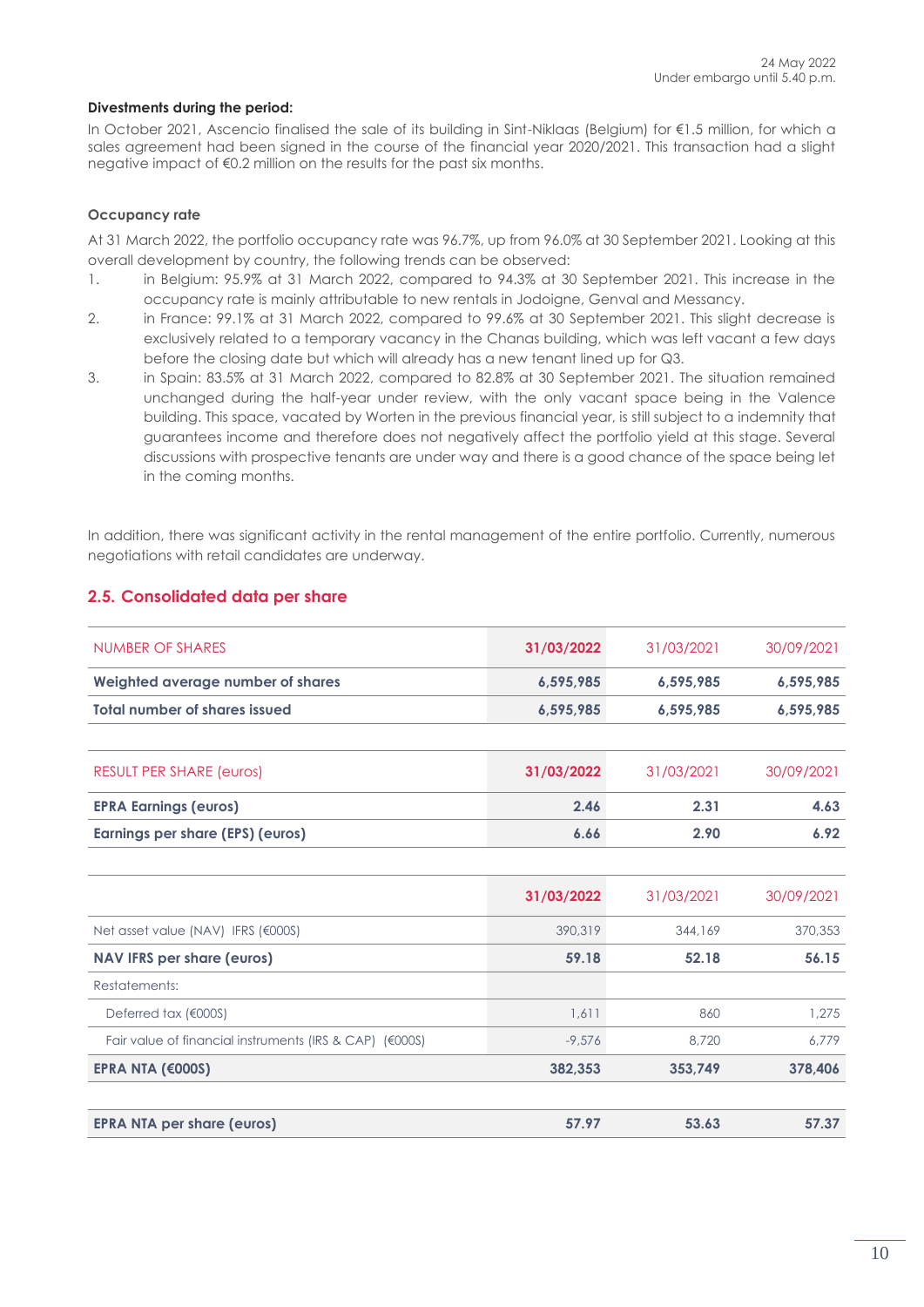24 May 2022
Under embargo until 5.40 p.m.

**Divestments during the period:**

In October 2021, Ascencio finalised the sale of its building in Sint-Niklaas (Belgium) for €1.5 million, for which a sales agreement had been signed in the course of the financial year 2020/2021. This transaction had a slight negative impact of €0.2 million on the results for the past six months.

**Occupancy rate**

At 31 March 2022, the portfolio occupancy rate was 96.7%, up from 96.0% at 30 September 2021. Looking at this overall development by country, the following trends can be observed:

1. in Belgium: 95.9% at 31 March 2022, compared to 94.3% at 30 September 2021. This increase in the occupancy rate is mainly attributable to new rentals in Jodoigne, Genval and Messancy.
2. in France: 99.1% at 31 March 2022, compared to 99.6% at 30 September 2021. This slight decrease is exclusively related to a temporary vacancy in the Chanas building, which was left vacant a few days before the closing date but which will already has a new tenant lined up for Q3.
3. in Spain: 83.5% at 31 March 2022, compared to 82.8% at 30 September 2021. The situation remained unchanged during the half-year under review, with the only vacant space being in the Valence building. This space, vacated by Worten in the previous financial year, is still subject to a indemnity that guarantees income and therefore does not negatively affect the portfolio yield at this stage. Several discussions with prospective tenants are under way and there is a good chance of the space being let in the coming months.

In addition, there was significant activity in the rental management of the entire portfolio. Currently, numerous negotiations with retail candidates are underway.

## 2.5. Consolidated data per share

| NUMBER OF SHARES | 31/03/2022 | 31/03/2021 | 30/09/2021 |
|---|---|---|---|
| **Weighted average number of shares** | 6,595,985 | 6,595,985 | 6,595,985 |
| **Total number of shares issued** | 6,595,985 | 6,595,985 | 6,595,985 |

| RESULT PER SHARE (euros) | 31/03/2022 | 31/03/2021 | 30/09/2021 |
|---|---|---|---|
| **EPRA Earnings (euros)** | 2.46 | 2.31 | 4.63 |
| **Earnings per share (EPS) (euros)** | 6.66 | 2.90 | 6.92 |

| | 31/03/2022 | 31/03/2021 | 30/09/2021 |
|---|---|---|---|
| Net asset value (NAV) IFRS (€000S) | 390,319 | 344,169 | 370,353 |
| **NAV IFRS per share (euros)** | 59.18 | 52.18 | 56.15 |
| Restatements: | | | |
| Deferred tax (€000S) | 1,611 | 860 | 1,275 |
| Fair value of financial instruments (IRS & CAP) (€000S) | -9,576 | 8,720 | 6,779 |
| **EPRA NTA (€000S)** | 382,353 | 353,749 | 378,406 |
| **EPRA NTA per share (euros)** | 57.97 | 53.63 | 57.37 |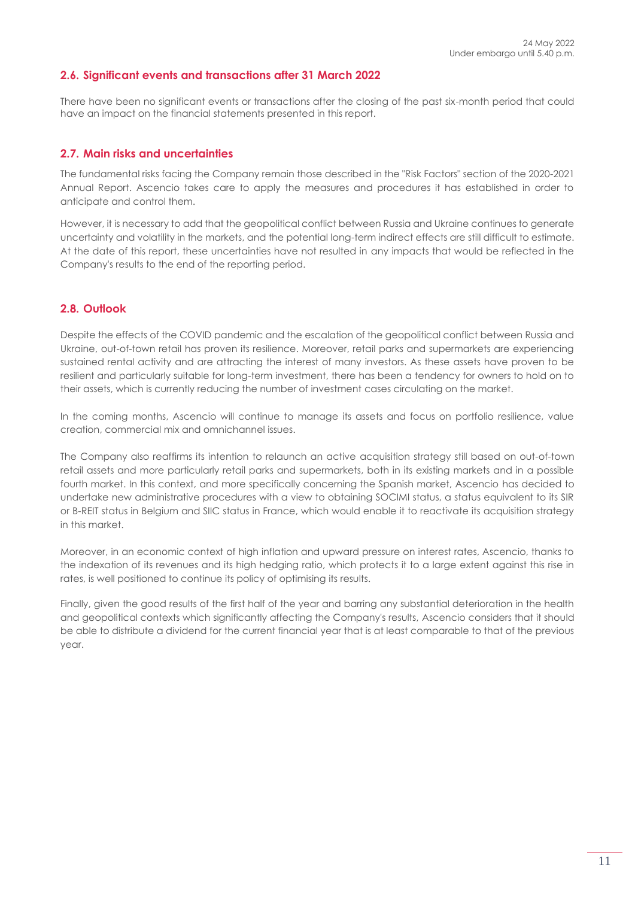## 2.6. Significant events and transactions after 31 March 2022

There have been no significant events or transactions after the closing of the past six-month period that could have an impact on the financial statements presented in this report.

## 2.7. Main risks and uncertainties

The fundamental risks facing the Company remain those described in the "Risk Factors" section of the 2020-2021 Annual Report. Ascencio takes care to apply the measures and procedures it has established in order to anticipate and control them.

However, it is necessary to add that the geopolitical conflict between Russia and Ukraine continues to generate uncertainty and volatility in the markets, and the potential long-term indirect effects are still difficult to estimate. At the date of this report, these uncertainties have not resulted in any impacts that would be reflected in the Company's results to the end of the reporting period.

## 2.8. Outlook

Despite the effects of the COVID pandemic and the escalation of the geopolitical conflict between Russia and Ukraine, out-of-town retail has proven its resilience. Moreover, retail parks and supermarkets are experiencing sustained rental activity and are attracting the interest of many investors. As these assets have proven to be resilient and particularly suitable for long-term investment, there has been a tendency for owners to hold on to their assets, which is currently reducing the number of investment cases circulating on the market.

In the coming months, Ascencio will continue to manage its assets and focus on portfolio resilience, value creation, commercial mix and omnichannel issues.

The Company also reaffirms its intention to relaunch an active acquisition strategy still based on out-of-town retail assets and more particularly retail parks and supermarkets, both in its existing markets and in a possible fourth market. In this context, and more specifically concerning the Spanish market, Ascencio has decided to undertake new administrative procedures with a view to obtaining SOCIMI status, a status equivalent to its SIR or B-REIT status in Belgium and SIIC status in France, which would enable it to reactivate its acquisition strategy in this market.

Moreover, in an economic context of high inflation and upward pressure on interest rates, Ascencio, thanks to the indexation of its revenues and its high hedging ratio, which protects it to a large extent against this rise in rates, is well positioned to continue its policy of optimising its results.

Finally, given the good results of the first half of the year and barring any substantial deterioration in the health and geopolitical contexts which significantly affecting the Company's results, Ascencio considers that it should be able to distribute a dividend for the current financial year that is at least comparable to that of the previous year.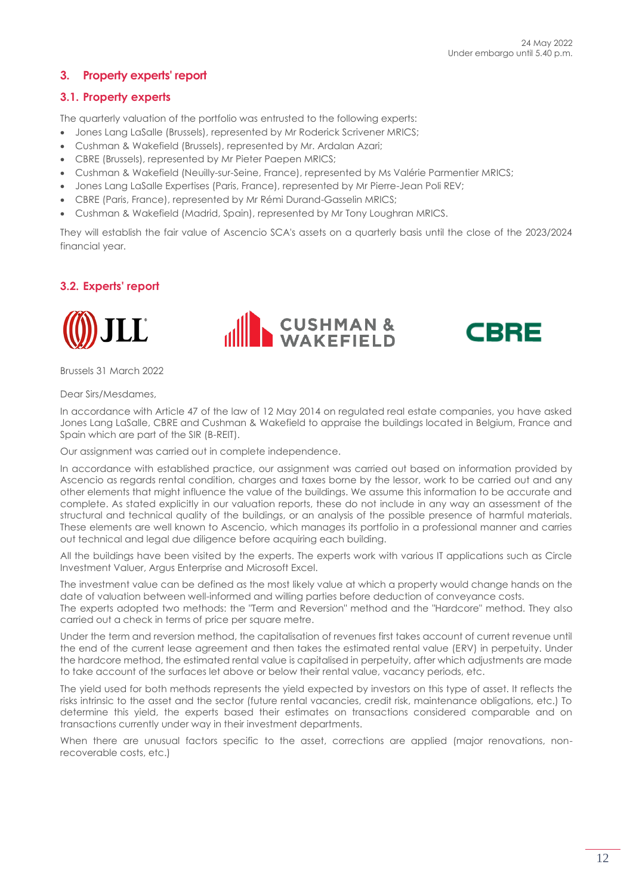## 3. Property experts' report

### 3.1. Property experts

The quarterly valuation of the portfolio was entrusted to the following experts:

- Jones Lang LaSalle (Brussels), represented by Mr Roderick Scrivener MRICS;
- Cushman & Wakefield (Brussels), represented by Mr. Ardalan Azari;
- CBRE (Brussels), represented by Mr Pieter Paepen MRICS;
- Cushman & Wakefield (Neuilly-sur-Seine, France), represented by Ms Valérie Parmentier MRICS;
- Jones Lang LaSalle Expertises (Paris, France), represented by Mr Pierre-Jean Poli REV;
- CBRE (Paris, France), represented by Mr Rémi Durand-Gasselin MRICS;
- Cushman & Wakefield (Madrid, Spain), represented by Mr Tony Loughran MRICS.

They will establish the fair value of Ascencio SCA's assets on a quarterly basis until the close of the 2023/2024 financial year.

### 3.2. Experts' report

JLL CUSHMAN & WAKEFIELD CBRE

Brussels 31 March 2022

Dear Sirs/Mesdames,

In accordance with Article 47 of the law of 12 May 2014 on regulated real estate companies, you have asked Jones Lang LaSalle, CBRE and Cushman & Wakefield to appraise the buildings located in Belgium, France and Spain which are part of the SIR (B-REIT).

Our assignment was carried out in complete independence.

In accordance with established practice, our assignment was carried out based on information provided by Ascencio as regards rental condition, charges and taxes borne by the lessor, work to be carried out and any other elements that might influence the value of the buildings. We assume this information to be accurate and complete. As stated explicitly in our valuation reports, these do not include in any way an assessment of the structural and technical quality of the buildings, or an analysis of the possible presence of harmful materials. These elements are well known to Ascencio, which manages its portfolio in a professional manner and carries out technical and legal due diligence before acquiring each building.

All the buildings have been visited by the experts. The experts work with various IT applications such as Circle Investment Valuer, Argus Enterprise and Microsoft Excel.

The investment value can be defined as the most likely value at which a property would change hands on the date of valuation between well-informed and willing parties before deduction of conveyance costs.
The experts adopted two methods: the "Term and Reversion" method and the "Hardcore" method. They also carried out a check in terms of price per square metre.

Under the term and reversion method, the capitalisation of revenues first takes account of current revenue until the end of the current lease agreement and then takes the estimated rental value (ERV) in perpetuity. Under the hardcore method, the estimated rental value is capitalised in perpetuity, after which adjustments are made to take account of the surfaces let above or below their rental value, vacancy periods, etc.

The yield used for both methods represents the yield expected by investors on this type of asset. It reflects the risks intrinsic to the asset and the sector (future rental vacancies, credit risk, maintenance obligations, etc.) To determine this yield, the experts based their estimates on transactions considered comparable and on transactions currently under way in their investment departments.

When there are unusual factors specific to the asset, corrections are applied (major renovations, non-recoverable costs, etc.)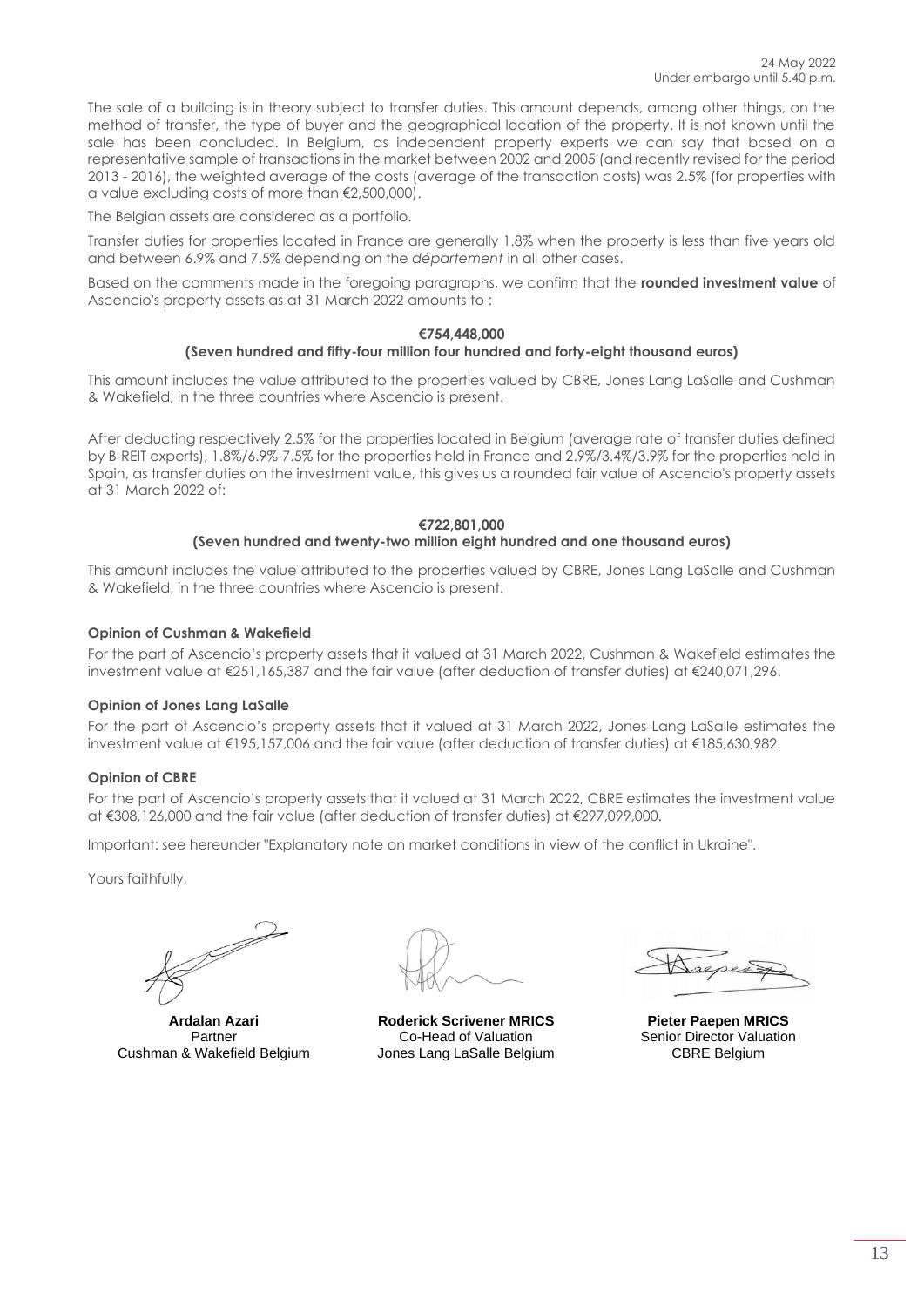The sale of a building is in theory subject to transfer duties. This amount depends, among other things, on the method of transfer, the type of buyer and the geographical location of the property. It is not known until the sale has been concluded. In Belgium, as independent property experts we can say that based on a representative sample of transactions in the market between 2002 and 2005 (and recently revised for the period 2013 - 2016), the weighted average of the costs (average of the transaction costs) was 2.5% (for properties with a value excluding costs of more than €2,500,000).

The Belgian assets are considered as a portfolio.

Transfer duties for properties located in France are generally 1.8% when the property is less than five years old and between 6.9% and 7.5% depending on the *département* in all other cases.

Based on the comments made in the foregoing paragraphs, we confirm that the **rounded investment value** of Ascencio's property assets as at 31 March 2022 amounts to :

**€754,448,000**
**(Seven hundred and fifty-four million four hundred and forty-eight thousand euros)**

This amount includes the value attributed to the properties valued by CBRE, Jones Lang LaSalle and Cushman & Wakefield, in the three countries where Ascencio is present.

After deducting respectively 2.5% for the properties located in Belgium (average rate of transfer duties defined by B-REIT experts), 1.8%/6.9%-7.5% for the properties held in France and 2.9%/3.4%/3.9% for the properties held in Spain, as transfer duties on the investment value, this gives us a rounded fair value of Ascencio's property assets at 31 March 2022 of:

**€722,801,000**
**(Seven hundred and twenty-two million eight hundred and one thousand euros)**

This amount includes the value attributed to the properties valued by CBRE, Jones Lang LaSalle and Cushman & Wakefield, in the three countries where Ascencio is present.

**Opinion of Cushman & Wakefield**

For the part of Ascencio's property assets that it valued at 31 March 2022, Cushman & Wakefield estimates the investment value at €251,165,387 and the fair value (after deduction of transfer duties) at €240,071,296.

**Opinion of Jones Lang LaSalle**

For the part of Ascencio's property assets that it valued at 31 March 2022, Jones Lang LaSalle estimates the investment value at €195,157,006 and the fair value (after deduction of transfer duties) at €185,630,982.

**Opinion of CBRE**

For the part of Ascencio's property assets that it valued at 31 March 2022, CBRE estimates the investment value at €308,126,000 and the fair value (after deduction of transfer duties) at €297,099,000.

Important: see hereunder "Explanatory note on market conditions in view of the conflict in Ukraine".

Yours faithfully,

| **Ardalan Azari** | **Roderick Scrivener MRICS** | **Pieter Paepen MRICS** |
|---|---|---|
| Partner | Co-Head of Valuation | Senior Director Valuation |
| Cushman & Wakefield Belgium | Jones Lang LaSalle Belgium | CBRE Belgium |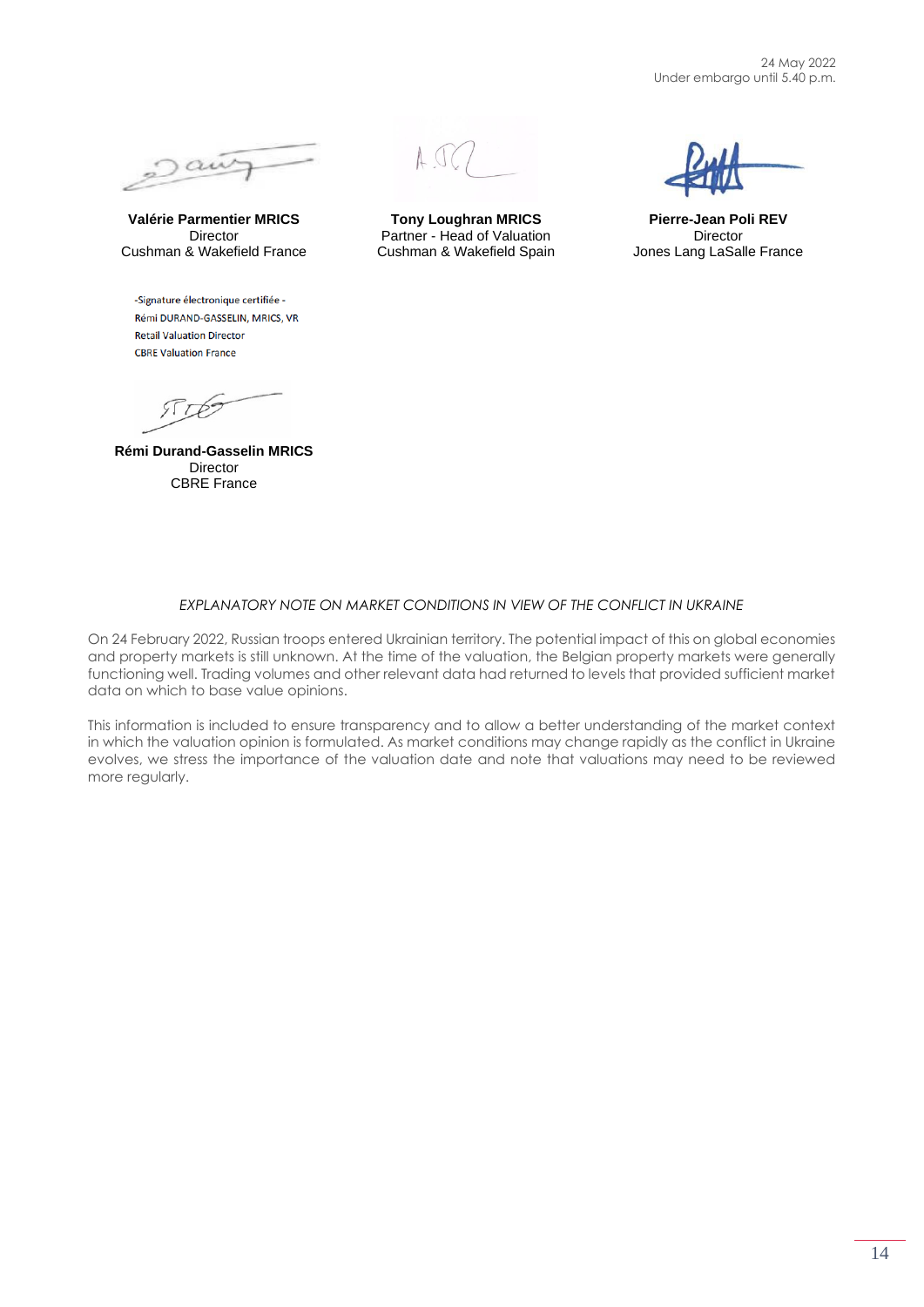24 May 2022
Under embargo until 5.40 p.m.

**Valérie Parmentier MRICS**
Director
Cushman & Wakefield France

**Tony Loughran MRICS**
Partner - Head of Valuation
Cushman & Wakefield Spain

**Pierre-Jean Poli REV**
Director
Jones Lang LaSalle France

-Signature électronique certifiée -
Rémi DURAND-GASSELIN, MRICS, VR
Retail Valuation Director
CBRE Valuation France

**Rémi Durand-Gasselin MRICS**
Director
CBRE France

*EXPLANATORY NOTE ON MARKET CONDITIONS IN VIEW OF THE CONFLICT IN UKRAINE*

On 24 February 2022, Russian troops entered Ukrainian territory. The potential impact of this on global economies and property markets is still unknown. At the time of the valuation, the Belgian property markets were generally functioning well. Trading volumes and other relevant data had returned to levels that provided sufficient market data on which to base value opinions.

This information is included to ensure transparency and to allow a better understanding of the market context in which the valuation opinion is formulated. As market conditions may change rapidly as the conflict in Ukraine evolves, we stress the importance of the valuation date and note that valuations may need to be reviewed more regularly.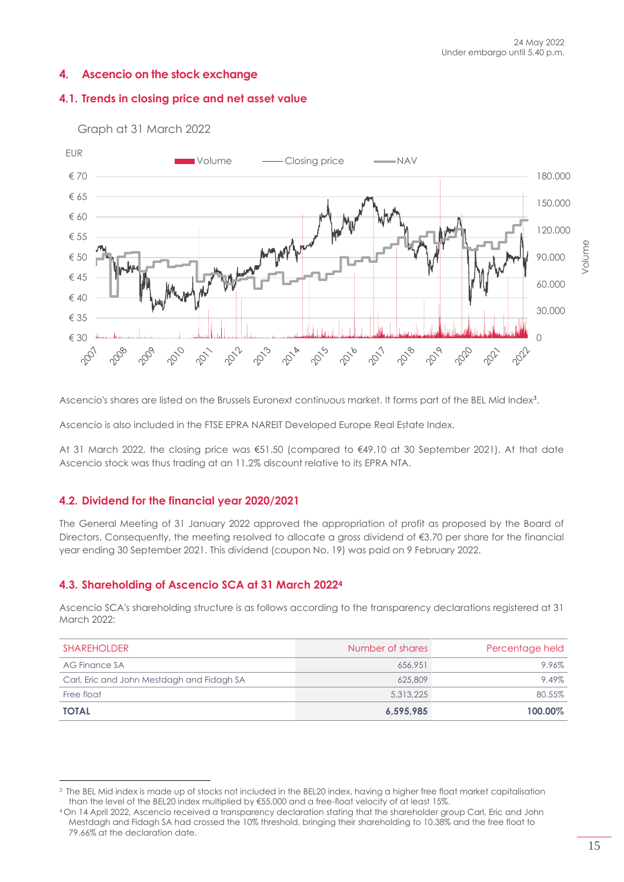## 4. Ascencio on the stock exchange

### 4.1. Trends in closing price and net asset value

Graph at 31 March 2022

Ascencio's shares are listed on the Brussels Euronext continuous market. It forms part of the BEL Mid Index[3].

Ascencio is also included in the FTSE EPRA NAREIT Developed Europe Real Estate Index.

At 31 March 2022, the closing price was €51.50 (compared to €49.10 at 30 September 2021). At that date Ascencio stock was thus trading at an 11.2% discount relative to its EPRA NTA.

### 4.2. Dividend for the financial year 2020/2021

The General Meeting of 31 January 2022 approved the appropriation of profit as proposed by the Board of Directors. Consequently, the meeting resolved to allocate a gross dividend of €3.70 per share for the financial year ending 30 September 2021. This dividend (coupon No. 19) was paid on 9 February 2022.

### 4.3. Shareholding of Ascencio SCA at 31 March 2022[4]

Ascencio SCA's shareholding structure is as follows according to the transparency declarations registered at 31 March 2022:

| SHAREHOLDER | Number of shares | Percentage held |
|---|---|---|
| AG Finance SA | 656,951 | 9.96% |
| Carl, Eric and John Mestdagh and Fidagh SA | 625,809 | 9.49% |
| Free float | 5,313,225 | 80.55% |
| **TOTAL** | **6,595,985** | **100.00%** |

[3] The BEL Mid index is made up of stocks not included in the BEL20 index, having a higher free float market capitalisation than the level of the BEL20 index multiplied by €55,000 and a free-float velocity of at least 15%.

[4] On 14 April 2022, Ascencio received a transparency declaration stating that the shareholder group Carl, Eric and John Mestdagh and Fidagh SA had crossed the 10% threshold, bringing their shareholding to 10.38% and the free float to 79.66% at the declaration date.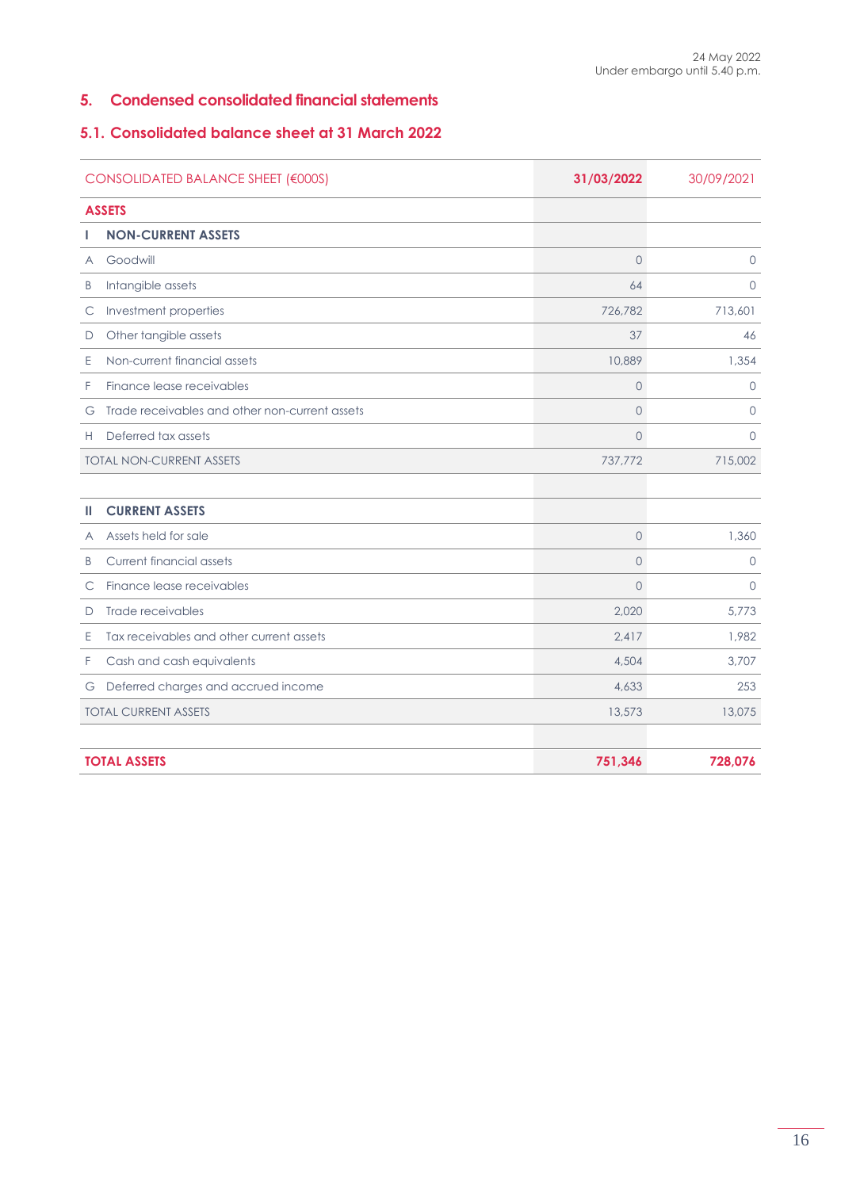24 May 2022
Under embargo until 5.40 p.m.

# 5. Condensed consolidated financial statements

## 5.1. Consolidated balance sheet at 31 March 2022

| | CONSOLIDATED BALANCE SHEET (€000S) | **31/03/2022** | 30/09/2021 |
|---|---|---|---|
| | **ASSETS** | | |
| **I** | **NON-CURRENT ASSETS** | | |
| A | Goodwill | 0 | 0 |
| B | Intangible assets | 64 | 0 |
| C | Investment properties | 726,782 | 713,601 |
| D | Other tangible assets | 37 | 46 |
| E | Non-current financial assets | 10,889 | 1,354 |
| F | Finance lease receivables | 0 | 0 |
| G | Trade receivables and other non-current assets | 0 | 0 |
| H | Deferred tax assets | 0 | 0 |
| | TOTAL NON-CURRENT ASSETS | 737,772 | 715,002 |
| | | | |
| **II** | **CURRENT ASSETS** | | |
| A | Assets held for sale | 0 | 1,360 |
| B | Current financial assets | 0 | 0 |
| C | Finance lease receivables | 0 | 0 |
| D | Trade receivables | 2,020 | 5,773 |
| E | Tax receivables and other current assets | 2,417 | 1,982 |
| F | Cash and cash equivalents | 4,504 | 3,707 |
| G | Deferred charges and accrued income | 4,633 | 253 |
| | TOTAL CURRENT ASSETS | 13,573 | 13,075 |
| | | | |
| | **TOTAL ASSETS** | **751,346** | **728,076** |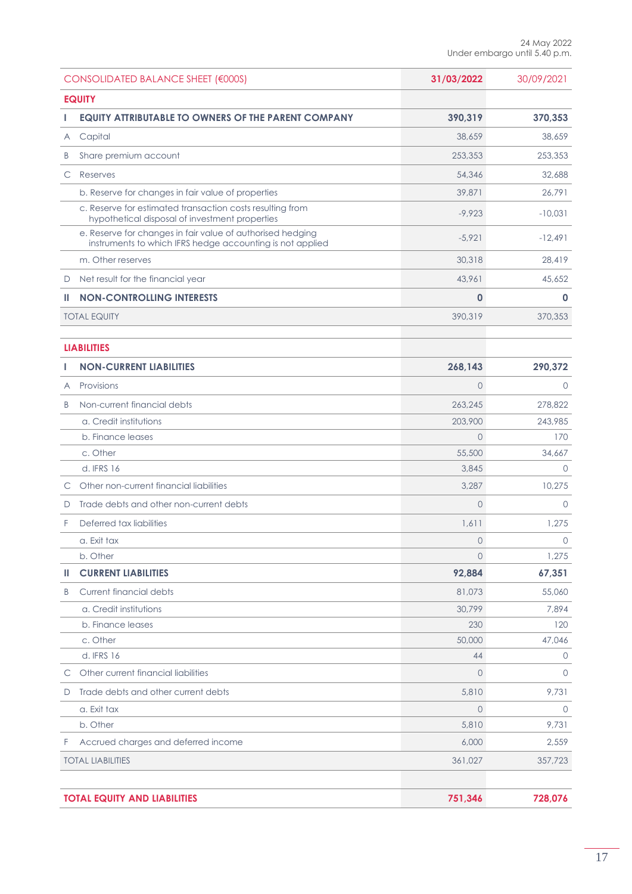24 May 2022
Under embargo until 5.40 p.m.

| CONSOLIDATED BALANCE SHEET (€000S) | | 31/03/2022 | 30/09/2021 |
|---|---|---|---|
| **EQUITY** | | | |
| **I** | **EQUITY ATTRIBUTABLE TO OWNERS OF THE PARENT COMPANY** | **390,319** | **370,353** |
| A | Capital | 38,659 | 38,659 |
| B | Share premium account | 253,353 | 253,353 |
| C | Reserves | 54,346 | 32,688 |
| | b. Reserve for changes in fair value of properties | 39,871 | 26,791 |
| | c. Reserve for estimated transaction costs resulting from hypothetical disposal of investment properties | -9,923 | -10,031 |
| | e. Reserve for changes in fair value of authorised hedging instruments to which IFRS hedge accounting is not applied | -5,921 | -12,491 |
| | m. Other reserves | 30,318 | 28,419 |
| D | Net result for the financial year | 43,961 | 45,652 |
| **II** | **NON-CONTROLLING INTERESTS** | **0** | **0** |
| TOTAL EQUITY | | 390,319 | 370,353 |
| | | | |
| **LIABILITIES** | | | |
| **I** | **NON-CURRENT LIABILITIES** | **268,143** | **290,372** |
| A | Provisions | 0 | 0 |
| B | Non-current financial debts | 263,245 | 278,822 |
| | a. Credit institutions | 203,900 | 243,985 |
| | b. Finance leases | 0 | 170 |
| | c. Other | 55,500 | 34,667 |
| | d. IFRS 16 | 3,845 | 0 |
| C | Other non-current financial liabilities | 3,287 | 10,275 |
| D | Trade debts and other non-current debts | 0 | 0 |
| F | Deferred tax liabilities | 1,611 | 1,275 |
| | a. Exit tax | 0 | 0 |
| | b. Other | 0 | 1,275 |
| **II** | **CURRENT LIABILITIES** | **92,884** | **67,351** |
| B | Current financial debts | 81,073 | 55,060 |
| | a. Credit institutions | 30,799 | 7,894 |
| | b. Finance leases | 230 | 120 |
| | c. Other | 50,000 | 47,046 |
| | d. IFRS 16 | 44 | 0 |
| C | Other current financial liabilities | 0 | 0 |
| D | Trade debts and other current debts | 5,810 | 9,731 |
| | a. Exit tax | 0 | 0 |
| | b. Other | 5,810 | 9,731 |
| F | Accrued charges and deferred income | 6,000 | 2,559 |
| TOTAL LIABILITIES | | 361,027 | 357,723 |
| | | | |
| **TOTAL EQUITY AND LIABILITIES** | | **751,346** | **728,076** |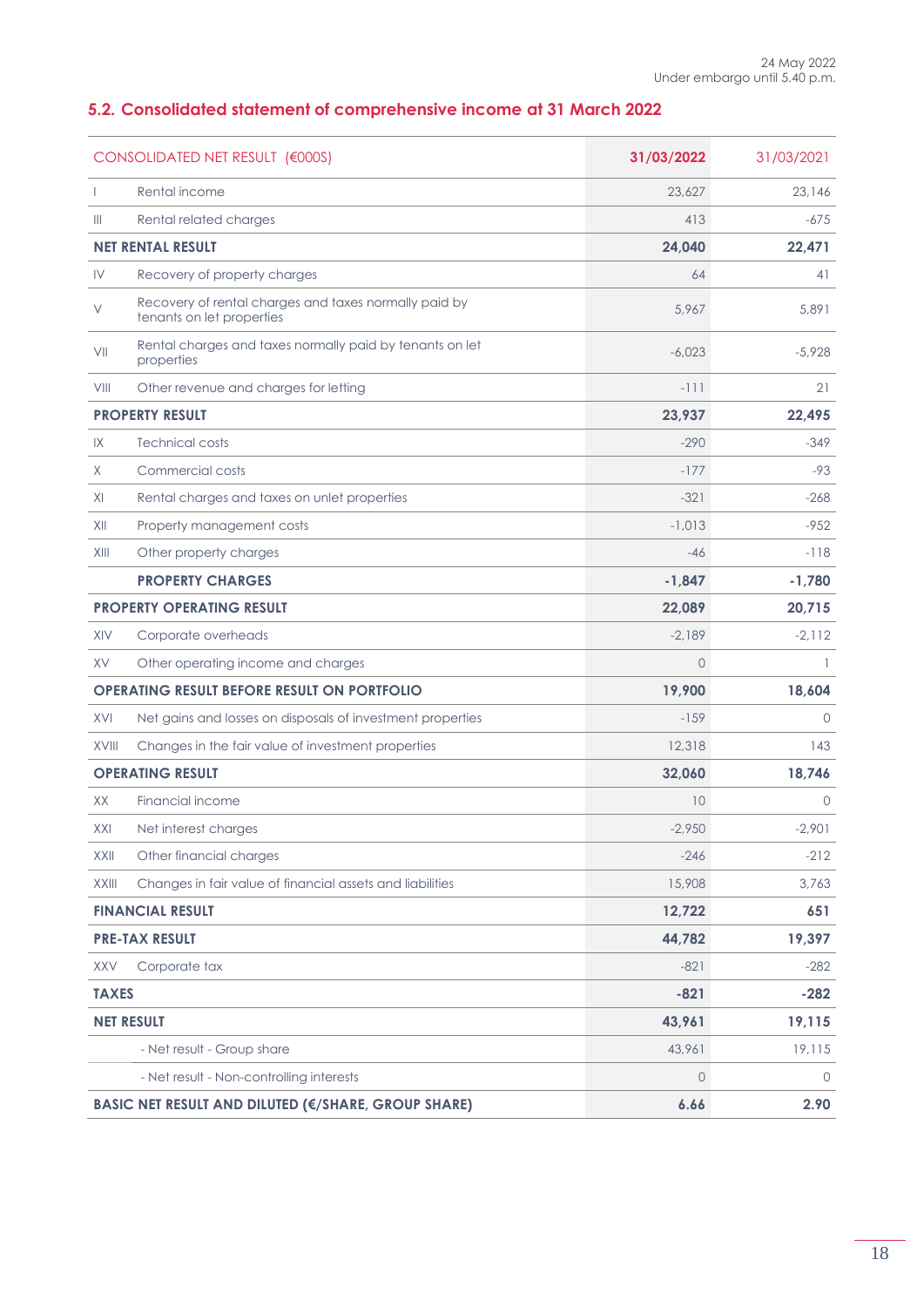24 May 2022
Under embargo until 5.40 p.m.

## 5.2. Consolidated statement of comprehensive income at 31 March 2022

| CONSOLIDATED NET RESULT (€000S) | | 31/03/2022 | 31/03/2021 |
|---|---|---|---|
| I | Rental income | 23,627 | 23,146 |
| III | Rental related charges | 413 | -675 |
| **NET RENTAL RESULT** | | **24,040** | **22,471** |
| IV | Recovery of property charges | 64 | 41 |
| V | Recovery of rental charges and taxes normally paid by tenants on let properties | 5,967 | 5,891 |
| VII | Rental charges and taxes normally paid by tenants on let properties | -6,023 | -5,928 |
| VIII | Other revenue and charges for letting | -111 | 21 |
| **PROPERTY RESULT** | | **23,937** | **22,495** |
| IX | Technical costs | -290 | -349 |
| X | Commercial costs | -177 | -93 |
| XI | Rental charges and taxes on unlet properties | -321 | -268 |
| XII | Property management costs | -1,013 | -952 |
| XIII | Other property charges | -46 | -118 |
| | **PROPERTY CHARGES** | **-1,847** | **-1,780** |
| **PROPERTY OPERATING RESULT** | | **22,089** | **20,715** |
| XIV | Corporate overheads | -2,189 | -2,112 |
| XV | Other operating income and charges | 0 | 1 |
| **OPERATING RESULT BEFORE RESULT ON PORTFOLIO** | | **19,900** | **18,604** |
| XVI | Net gains and losses on disposals of investment properties | -159 | 0 |
| XVIII | Changes in the fair value of investment properties | 12,318 | 143 |
| **OPERATING RESULT** | | **32,060** | **18,746** |
| XX | Financial income | 10 | 0 |
| XXI | Net interest charges | -2,950 | -2,901 |
| XXII | Other financial charges | -246 | -212 |
| XXIII | Changes in fair value of financial assets and liabilities | 15,908 | 3,763 |
| **FINANCIAL RESULT** | | **12,722** | **651** |
| **PRE-TAX RESULT** | | **44,782** | **19,397** |
| XXV | Corporate tax | -821 | -282 |
| **TAXES** | | **-821** | **-282** |
| **NET RESULT** | | **43,961** | **19,115** |
| | - Net result - Group share | 43,961 | 19,115 |
| | - Net result - Non-controlling interests | 0 | 0 |
| **BASIC NET RESULT AND DILUTED (€/SHARE, GROUP SHARE)** | | **6.66** | **2.90** |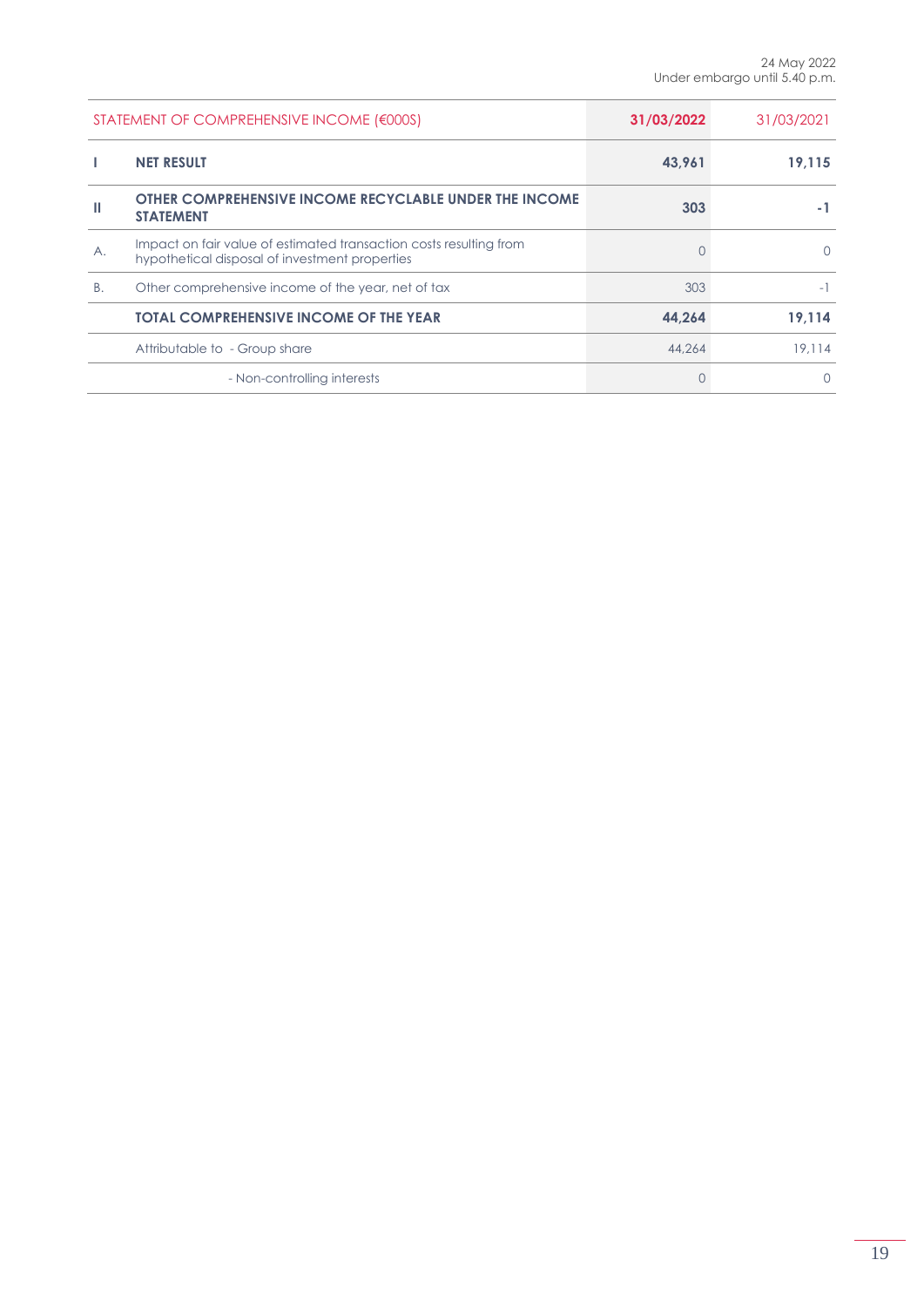24 May 2022
Under embargo until 5.40 p.m.

| STATEMENT OF COMPREHENSIVE INCOME (€000S) | | 31/03/2022 | 31/03/2021 |
|---|---|---|---|
| **I** | **NET RESULT** | **43,961** | **19,115** |
| **II** | **OTHER COMPREHENSIVE INCOME RECYCLABLE UNDER THE INCOME STATEMENT** | **303** | **-1** |
| A. | Impact on fair value of estimated transaction costs resulting from hypothetical disposal of investment properties | 0 | 0 |
| B. | Other comprehensive income of the year, net of tax | 303 | -1 |
| | **TOTAL COMPREHENSIVE INCOME OF THE YEAR** | **44,264** | **19,114** |
| | Attributable to - Group share | 44,264 | 19,114 |
| | - Non-controlling interests | 0 | 0 |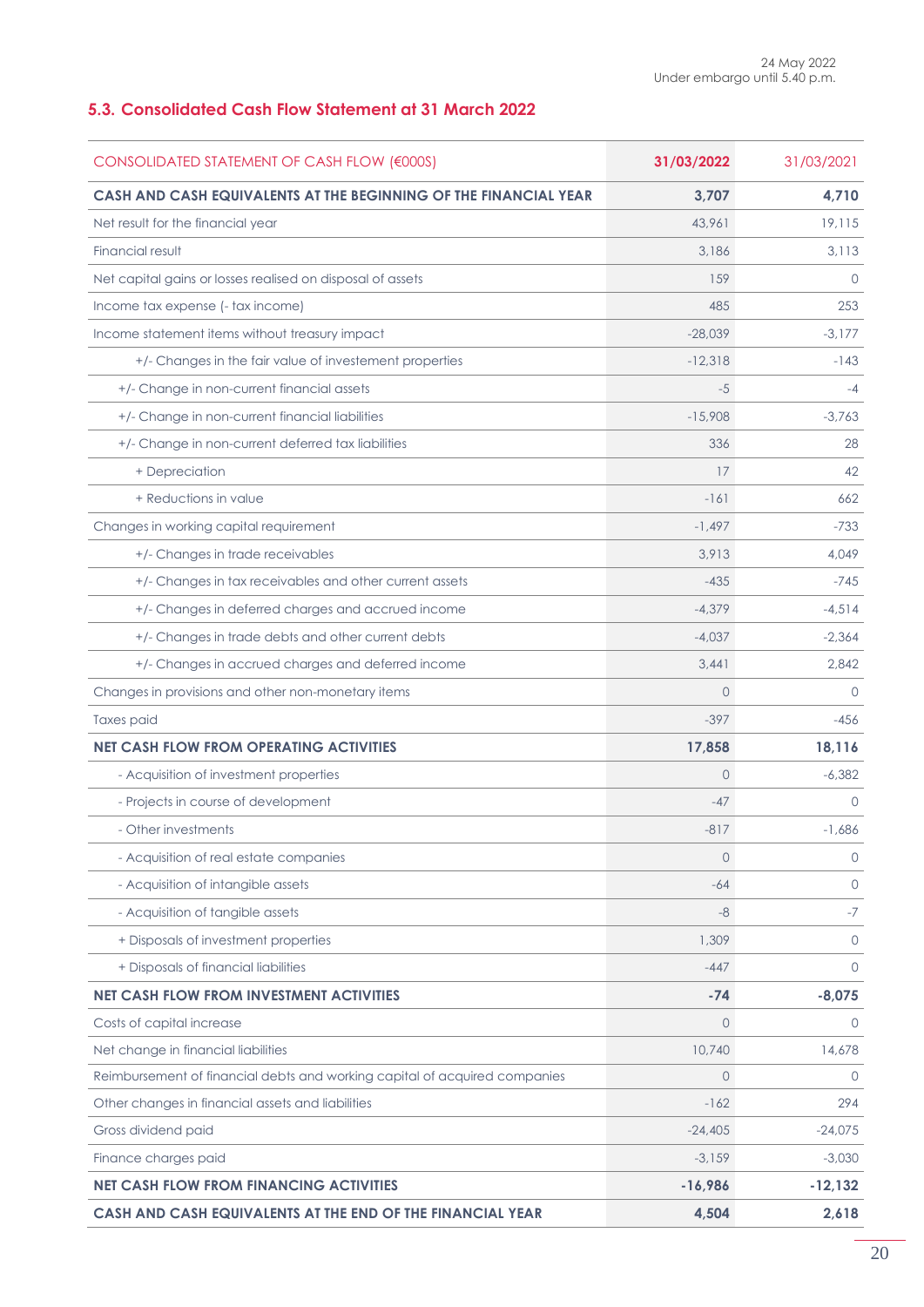24 May 2022
Under embargo until 5.40 p.m.

## 5.3. Consolidated Cash Flow Statement at 31 March 2022

| CONSOLIDATED STATEMENT OF CASH FLOW (€000S) | 31/03/2022 | 31/03/2021 |
|---|---|---|
| **CASH AND CASH EQUIVALENTS AT THE BEGINNING OF THE FINANCIAL YEAR** | **3,707** | **4,710** |
| Net result for the financial year | 43,961 | 19,115 |
| Financial result | 3,186 | 3,113 |
| Net capital gains or losses realised on disposal of assets | 159 | 0 |
| Income tax expense (- tax income) | 485 | 253 |
| Income statement items without treasury impact | -28,039 | -3,177 |
| +/- Changes in the fair value of investement properties | -12,318 | -143 |
| +/- Change in non-current financial assets | -5 | -4 |
| +/- Change in non-current financial liabilities | -15,908 | -3,763 |
| +/- Change in non-current deferred tax liabilities | 336 | 28 |
| + Depreciation | 17 | 42 |
| + Reductions in value | -161 | 662 |
| Changes in working capital requirement | -1,497 | -733 |
| +/- Changes in trade receivables | 3,913 | 4,049 |
| +/- Changes in tax receivables and other current assets | -435 | -745 |
| +/- Changes in deferred charges and accrued income | -4,379 | -4,514 |
| +/- Changes in trade debts and other current debts | -4,037 | -2,364 |
| +/- Changes in accrued charges and deferred income | 3,441 | 2,842 |
| Changes in provisions and other non-monetary items | 0 | 0 |
| Taxes paid | -397 | -456 |
| **NET CASH FLOW FROM OPERATING ACTIVITIES** | **17,858** | **18,116** |
| - Acquisition of investment properties | 0 | -6,382 |
| - Projects in course of development | -47 | 0 |
| - Other investments | -817 | -1,686 |
| - Acquisition of real estate companies | 0 | 0 |
| - Acquisition of intangible assets | -64 | 0 |
| - Acquisition of tangible assets | -8 | -7 |
| + Disposals of investment properties | 1,309 | 0 |
| + Disposals of financial liabilities | -447 | 0 |
| **NET CASH FLOW FROM INVESTMENT ACTIVITIES** | **-74** | **-8,075** |
| Costs of capital increase | 0 | 0 |
| Net change in financial liabilities | 10,740 | 14,678 |
| Reimbursement of financial debts and working capital of acquired companies | 0 | 0 |
| Other changes in financial assets and liabilities | -162 | 294 |
| Gross dividend paid | -24,405 | -24,075 |
| Finance charges paid | -3,159 | -3,030 |
| **NET CASH FLOW FROM FINANCING ACTIVITIES** | **-16,986** | **-12,132** |
| **CASH AND CASH EQUIVALENTS AT THE END OF THE FINANCIAL YEAR** | **4,504** | **2,618** |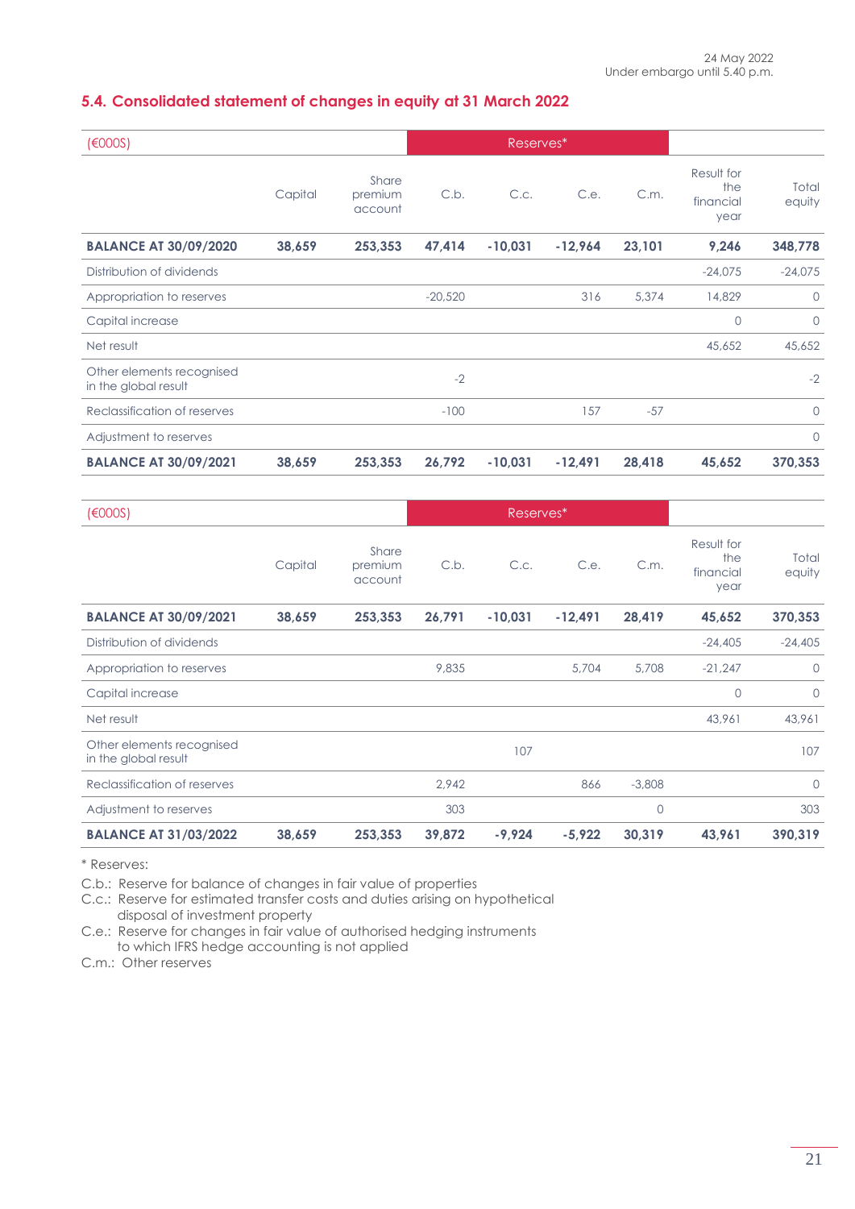24 May 2022
Under embargo until 5.40 p.m.

## 5.4. Consolidated statement of changes in equity at 31 March 2022

| (€000S) | | | Reserves* | | | | | |
|---|---|---|---|---|---|---|---|---|
| | Capital | Share premium account | C.b. | C.c. | C.e. | C.m. | Result for the financial year | Total equity |
| **BALANCE AT 30/09/2020** | **38,659** | **253,353** | **47,414** | **-10,031** | **-12,964** | **23,101** | **9,246** | **348,778** |
| Distribution of dividends | | | | | | | -24,075 | -24,075 |
| Appropriation to reserves | | | -20,520 | | 316 | 5,374 | 14,829 | 0 |
| Capital increase | | | | | | | 0 | 0 |
| Net result | | | | | | | 45,652 | 45,652 |
| Other elements recognised in the global result | | | -2 | | | | | -2 |
| Reclassification of reserves | | | -100 | | 157 | -57 | | 0 |
| Adjustment to reserves | | | | | | | | 0 |
| **BALANCE AT 30/09/2021** | **38,659** | **253,353** | **26,792** | **-10,031** | **-12,491** | **28,418** | **45,652** | **370,353** |

| (€000S) | | | Reserves* | | | | | |
|---|---|---|---|---|---|---|---|---|
| | Capital | Share premium account | C.b. | C.c. | C.e. | C.m. | Result for the financial year | Total equity |
| **BALANCE AT 30/09/2021** | **38,659** | **253,353** | **26,791** | **-10,031** | **-12,491** | **28,419** | **45,652** | **370,353** |
| Distribution of dividends | | | | | | | -24,405 | -24,405 |
| Appropriation to reserves | | | 9,835 | | 5,704 | 5,708 | -21,247 | 0 |
| Capital increase | | | | | | | 0 | 0 |
| Net result | | | | | | | 43,961 | 43,961 |
| Other elements recognised in the global result | | | | 107 | | | | 107 |
| Reclassification of reserves | | | 2,942 | | 866 | -3,808 | | 0 |
| Adjustment to reserves | | | 303 | | | 0 | | 303 |
| **BALANCE AT 31/03/2022** | **38,659** | **253,353** | **39,872** | **-9,924** | **-5,922** | **30,319** | **43,961** | **390,319** |

\* Reserves:

C.b.: Reserve for balance of changes in fair value of properties
C.c.: Reserve for estimated transfer costs and duties arising on hypothetical disposal of investment property
C.e.: Reserve for changes in fair value of authorised hedging instruments to which IFRS hedge accounting is not applied
C.m.: Other reserves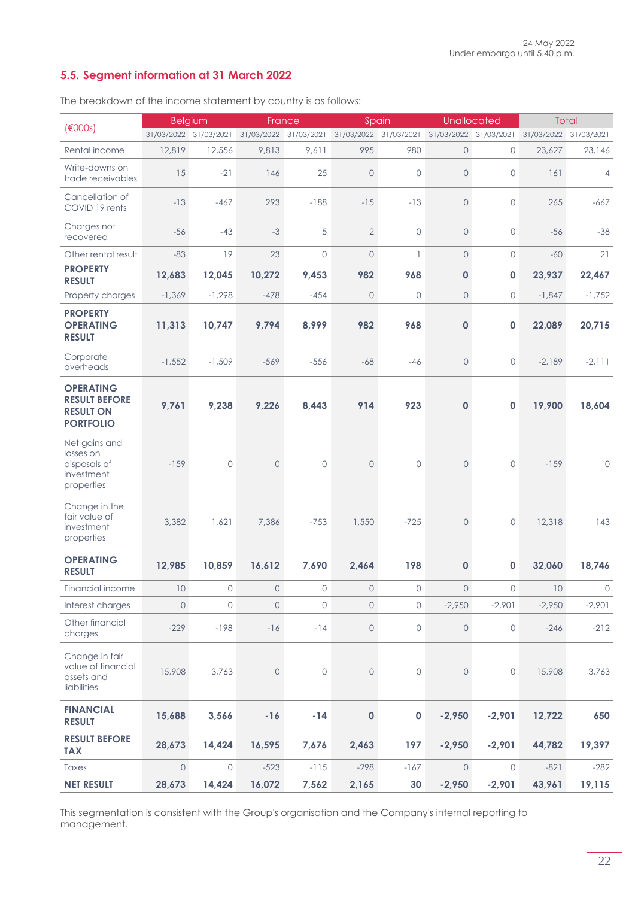24 May 2022
Under embargo until 5.40 p.m.

## 5.5. Segment information at 31 March 2022

The breakdown of the income statement by country is as follows:

| (€000s) | Belgium | | France | | Spain | | Unallocated | | Total | |
|---|---|---|---|---|---|---|---|---|---|---|
| | 31/03/2022 | 31/03/2021 | 31/03/2022 | 31/03/2021 | 31/03/2022 | 31/03/2021 | 31/03/2022 | 31/03/2021 | 31/03/2022 | 31/03/2021 |
| Rental income | 12,819 | 12,556 | 9,813 | 9,611 | 995 | 980 | 0 | 0 | 23,627 | 23,146 |
| Write-downs on trade receivables | 15 | -21 | 146 | 25 | 0 | 0 | 0 | 0 | 161 | 4 |
| Cancellation of COVID 19 rents | -13 | -467 | 293 | -188 | -15 | -13 | 0 | 0 | 265 | -667 |
| Charges not recovered | -56 | -43 | -3 | 5 | 2 | 0 | 0 | 0 | -56 | -38 |
| Other rental result | -83 | 19 | 23 | 0 | 0 | 1 | 0 | 0 | -60 | 21 |
| **PROPERTY RESULT** | **12,683** | **12,045** | **10,272** | **9,453** | **982** | **968** | **0** | **0** | **23,937** | **22,467** |
| Property charges | -1,369 | -1,298 | -478 | -454 | 0 | 0 | 0 | 0 | -1,847 | -1,752 |
| **PROPERTY OPERATING RESULT** | **11,313** | **10,747** | **9,794** | **8,999** | **982** | **968** | **0** | **0** | **22,089** | **20,715** |
| Corporate overheads | -1,552 | -1,509 | -569 | -556 | -68 | -46 | 0 | 0 | -2,189 | -2,111 |
| **OPERATING RESULT BEFORE RESULT ON PORTFOLIO** | **9,761** | **9,238** | **9,226** | **8,443** | **914** | **923** | **0** | **0** | **19,900** | **18,604** |
| Net gains and losses on disposals of investment properties | -159 | 0 | 0 | 0 | 0 | 0 | 0 | 0 | -159 | 0 |
| Change in the fair value of investment properties | 3,382 | 1,621 | 7,386 | -753 | 1,550 | -725 | 0 | 0 | 12,318 | 143 |
| **OPERATING RESULT** | **12,985** | **10,859** | **16,612** | **7,690** | **2,464** | **198** | **0** | **0** | **32,060** | **18,746** |
| Financial income | 10 | 0 | 0 | 0 | 0 | 0 | 0 | 0 | 10 | 0 |
| Interest charges | 0 | 0 | 0 | 0 | 0 | 0 | -2,950 | -2,901 | -2,950 | -2,901 |
| Other financial charges | -229 | -198 | -16 | -14 | 0 | 0 | 0 | 0 | -246 | -212 |
| Change in fair value of financial assets and liabilities | 15,908 | 3,763 | 0 | 0 | 0 | 0 | 0 | 0 | 15,908 | 3,763 |
| **FINANCIAL RESULT** | **15,688** | **3,566** | **-16** | **-14** | **0** | **0** | **-2,950** | **-2,901** | **12,722** | **650** |
| **RESULT BEFORE TAX** | **28,673** | **14,424** | **16,595** | **7,676** | **2,463** | **197** | **-2,950** | **-2,901** | **44,782** | **19,397** |
| Taxes | 0 | 0 | -523 | -115 | -298 | -167 | 0 | 0 | -821 | -282 |
| **NET RESULT** | **28,673** | **14,424** | **16,072** | **7,562** | **2,165** | **30** | **-2,950** | **-2,901** | **43,961** | **19,115** |

This segmentation is consistent with the Group's organisation and the Company's internal reporting to management.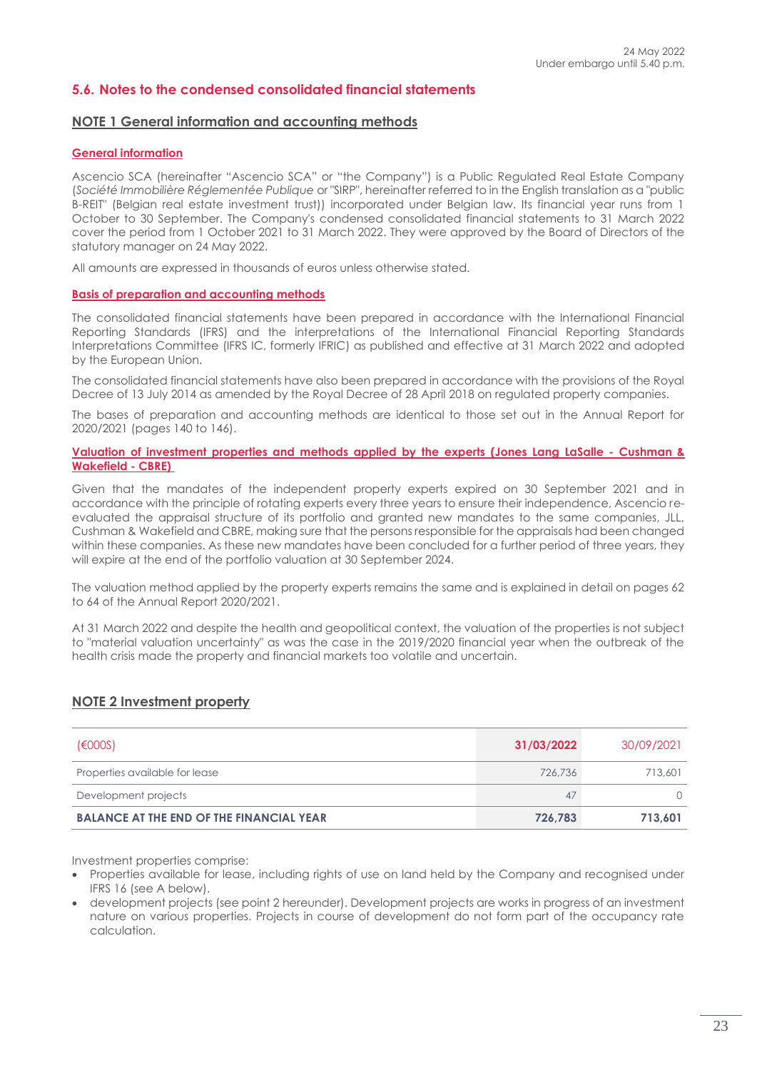## 5.6. Notes to the condensed consolidated financial statements

### NOTE 1 General information and accounting methods

#### General information

Ascencio SCA (hereinafter "Ascencio SCA" or "the Company") is a Public Regulated Real Estate Company (*Société Immobilière Réglementée Publique* or "SIRP", hereinafter referred to in the English translation as a "public B-REIT" (Belgian real estate investment trust)) incorporated under Belgian law. Its financial year runs from 1 October to 30 September. The Company's condensed consolidated financial statements to 31 March 2022 cover the period from 1 October 2021 to 31 March 2022. They were approved by the Board of Directors of the statutory manager on 24 May 2022.

All amounts are expressed in thousands of euros unless otherwise stated.

#### Basis of preparation and accounting methods

The consolidated financial statements have been prepared in accordance with the International Financial Reporting Standards (IFRS) and the interpretations of the International Financial Reporting Standards Interpretations Committee (IFRS IC, formerly IFRIC) as published and effective at 31 March 2022 and adopted by the European Union.

The consolidated financial statements have also been prepared in accordance with the provisions of the Royal Decree of 13 July 2014 as amended by the Royal Decree of 28 April 2018 on regulated property companies.

The bases of preparation and accounting methods are identical to those set out in the Annual Report for 2020/2021 (pages 140 to 146).

#### Valuation of investment properties and methods applied by the experts (Jones Lang LaSalle - Cushman & Wakefield - CBRE)

Given that the mandates of the independent property experts expired on 30 September 2021 and in accordance with the principle of rotating experts every three years to ensure their independence, Ascencio re-evaluated the appraisal structure of its portfolio and granted new mandates to the same companies, JLL, Cushman & Wakefield and CBRE, making sure that the persons responsible for the appraisals had been changed within these companies. As these new mandates have been concluded for a further period of three years, they will expire at the end of the portfolio valuation at 30 September 2024.

The valuation method applied by the property experts remains the same and is explained in detail on pages 62 to 64 of the Annual Report 2020/2021.

At 31 March 2022 and despite the health and geopolitical context, the valuation of the properties is not subject to "material valuation uncertainty" as was the case in the 2019/2020 financial year when the outbreak of the health crisis made the property and financial markets too volatile and uncertain.

### NOTE 2 Investment property

| (€000S) | 31/03/2022 | 30/09/2021 |
|---|---|---|
| Properties available for lease | 726,736 | 713,601 |
| Development projects | 47 | 0 |
| **BALANCE AT THE END OF THE FINANCIAL YEAR** | **726,783** | **713,601** |

Investment properties comprise:

- Properties available for lease, including rights of use on land held by the Company and recognised under IFRS 16 (see A below).
- development projects (see point 2 hereunder). Development projects are works in progress of an investment nature on various properties. Projects in course of development do not form part of the occupancy rate calculation.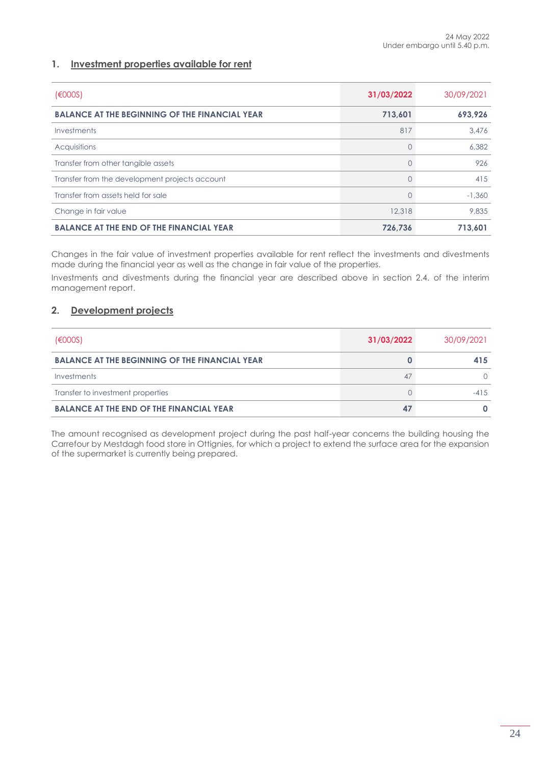## 1. Investment properties available for rent

| (€000S) | 31/03/2022 | 30/09/2021 |
|---|---|---|
| **BALANCE AT THE BEGINNING OF THE FINANCIAL YEAR** | **713,601** | **693,926** |
| Investments | 817 | 3,476 |
| Acquisitions | 0 | 6,382 |
| Transfer from other tangible assets | 0 | 926 |
| Transfer from the development projects account | 0 | 415 |
| Transfer from assets held for sale | 0 | -1,360 |
| Change in fair value | 12,318 | 9,835 |
| **BALANCE AT THE END OF THE FINANCIAL YEAR** | **726,736** | **713,601** |

Changes in the fair value of investment properties available for rent reflect the investments and divestments made during the financial year as well as the change in fair value of the properties.

Investments and divestments during the financial year are described above in section 2.4. of the interim management report.

## 2. Development projects

| (€000S) | 31/03/2022 | 30/09/2021 |
|---|---|---|
| **BALANCE AT THE BEGINNING OF THE FINANCIAL YEAR** | **0** | **415** |
| Investments | 47 | 0 |
| Transfer to investment properties | 0 | -415 |
| **BALANCE AT THE END OF THE FINANCIAL YEAR** | **47** | **0** |

The amount recognised as development project during the past half-year concerns the building housing the Carrefour by Mestdagh food store in Ottignies, for which a project to extend the surface area for the expansion of the supermarket is currently being prepared.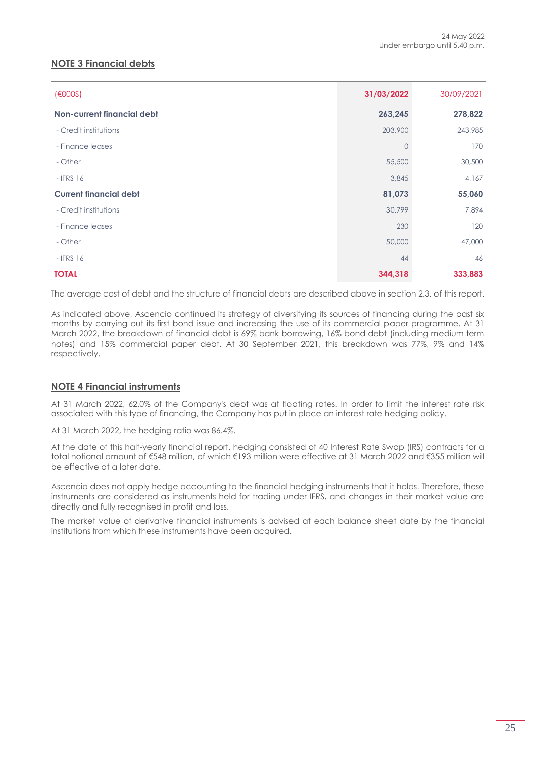## NOTE 3 Financial debts

| (€000S) | 31/03/2022 | 30/09/2021 |
|---|---|---|
| **Non-current financial debt** | **263,245** | **278,822** |
| - Credit institutions | 203,900 | 243,985 |
| - Finance leases | 0 | 170 |
| - Other | 55,500 | 30,500 |
| - IFRS 16 | 3,845 | 4,167 |
| **Current financial debt** | **81,073** | **55,060** |
| - Credit institutions | 30,799 | 7,894 |
| - Finance leases | 230 | 120 |
| - Other | 50,000 | 47,000 |
| - IFRS 16 | 44 | 46 |
| **TOTAL** | **344,318** | **333,883** |

The average cost of debt and the structure of financial debts are described above in section 2.3. of this report.

As indicated above, Ascencio continued its strategy of diversifying its sources of financing during the past six months by carrying out its first bond issue and increasing the use of its commercial paper programme. At 31 March 2022, the breakdown of financial debt is 69% bank borrowing, 16% bond debt (including medium term notes) and 15% commercial paper debt. At 30 September 2021, this breakdown was 77%, 9% and 14% respectively.

## NOTE 4 Financial instruments

At 31 March 2022, 62.0% of the Company's debt was at floating rates. In order to limit the interest rate risk associated with this type of financing, the Company has put in place an interest rate hedging policy.

At 31 March 2022, the hedging ratio was 86.4%.

At the date of this half-yearly financial report, hedging consisted of 40 Interest Rate Swap (IRS) contracts for a total notional amount of €548 million, of which €193 million were effective at 31 March 2022 and €355 million will be effective at a later date.

Ascencio does not apply hedge accounting to the financial hedging instruments that it holds. Therefore, these instruments are considered as instruments held for trading under IFRS, and changes in their market value are directly and fully recognised in profit and loss.

The market value of derivative financial instruments is advised at each balance sheet date by the financial institutions from which these instruments have been acquired.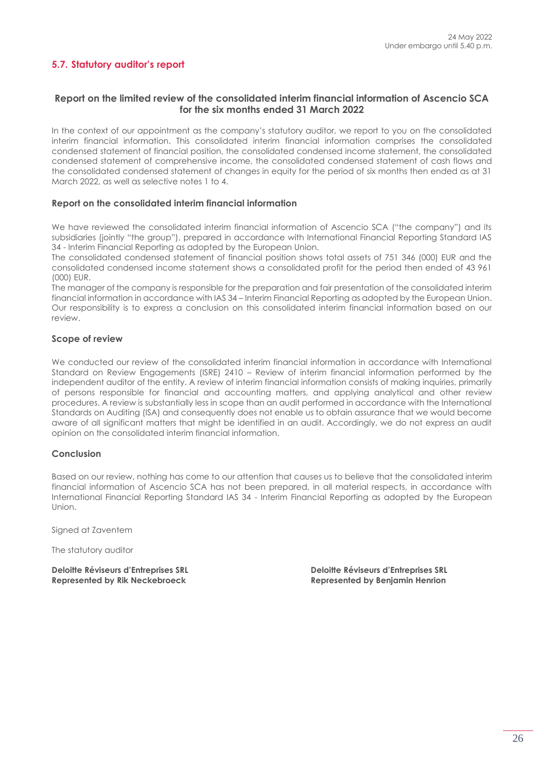## 5.7. Statutory auditor's report

### Report on the limited review of the consolidated interim financial information of Ascencio SCA for the six months ended 31 March 2022

In the context of our appointment as the company's statutory auditor, we report to you on the consolidated interim financial information. This consolidated interim financial information comprises the consolidated condensed statement of financial position, the consolidated condensed income statement, the consolidated condensed statement of comprehensive income, the consolidated condensed statement of cash flows and the consolidated condensed statement of changes in equity for the period of six months then ended as at 31 March 2022, as well as selective notes 1 to 4.

### Report on the consolidated interim financial information

We have reviewed the consolidated interim financial information of Ascencio SCA ("the company") and its subsidiaries (jointly "the group"), prepared in accordance with International Financial Reporting Standard IAS 34 - Interim Financial Reporting as adopted by the European Union.

The consolidated condensed statement of financial position shows total assets of 751 346 (000) EUR and the consolidated condensed income statement shows a consolidated profit for the period then ended of 43 961 (000) EUR.

The manager of the company is responsible for the preparation and fair presentation of the consolidated interim financial information in accordance with IAS 34 – Interim Financial Reporting as adopted by the European Union. Our responsibility is to express a conclusion on this consolidated interim financial information based on our review.

### Scope of review

We conducted our review of the consolidated interim financial information in accordance with International Standard on Review Engagements (ISRE) 2410 – Review of interim financial information performed by the independent auditor of the entity. A review of interim financial information consists of making inquiries, primarily of persons responsible for financial and accounting matters, and applying analytical and other review procedures. A review is substantially less in scope than an audit performed in accordance with the International Standards on Auditing (ISA) and consequently does not enable us to obtain assurance that we would become aware of all significant matters that might be identified in an audit. Accordingly, we do not express an audit opinion on the consolidated interim financial information.

### Conclusion

Based on our review, nothing has come to our attention that causes us to believe that the consolidated interim financial information of Ascencio SCA has not been prepared, in all material respects, in accordance with International Financial Reporting Standard IAS 34 - Interim Financial Reporting as adopted by the European Union.

Signed at Zaventem

The statutory auditor

**Deloitte Réviseurs d'Entreprises SRL**
**Represented by Rik Neckebroeck**

**Deloitte Réviseurs d'Entreprises SRL**
**Represented by Benjamin Henrion**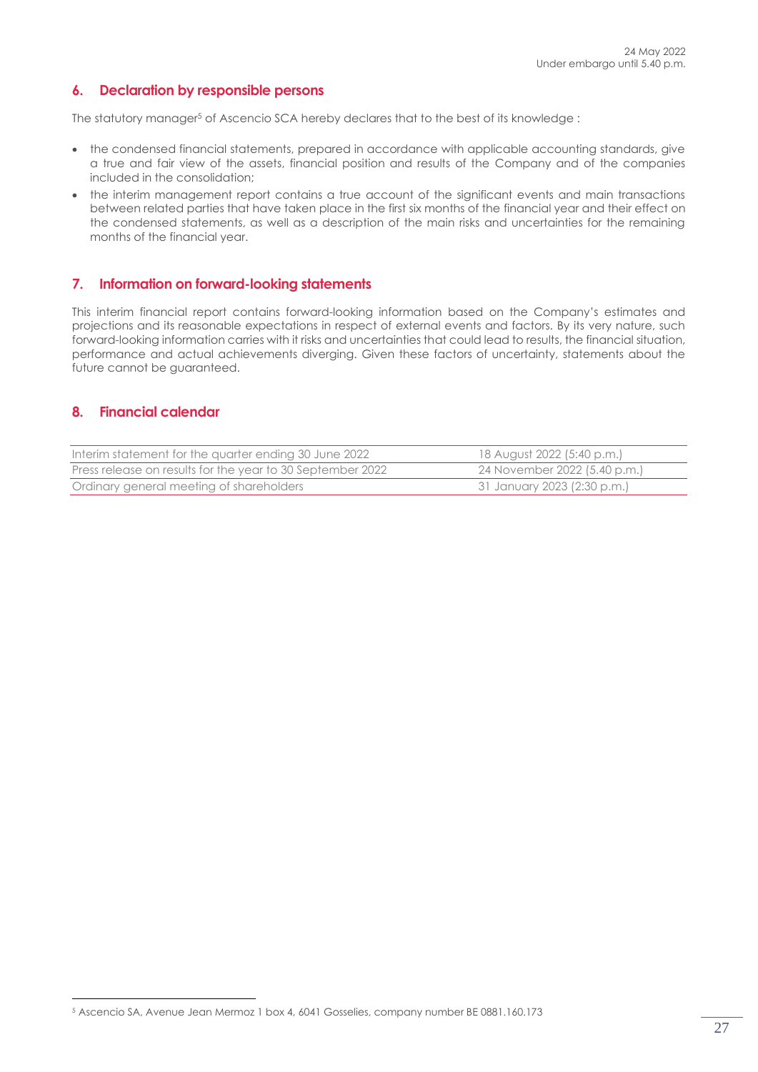## 6. Declaration by responsible persons

The statutory manager[5] of Ascencio SCA hereby declares that to the best of its knowledge :

- the condensed financial statements, prepared in accordance with applicable accounting standards, give a true and fair view of the assets, financial position and results of the Company and of the companies included in the consolidation;
- the interim management report contains a true account of the significant events and main transactions between related parties that have taken place in the first six months of the financial year and their effect on the condensed statements, as well as a description of the main risks and uncertainties for the remaining months of the financial year.

## 7. Information on forward-looking statements

This interim financial report contains forward-looking information based on the Company's estimates and projections and its reasonable expectations in respect of external events and factors. By its very nature, such forward-looking information carries with it risks and uncertainties that could lead to results, the financial situation, performance and actual achievements diverging. Given these factors of uncertainty, statements about the future cannot be guaranteed.

## 8. Financial calendar

| | |
|---|---|
| Interim statement for the quarter ending 30 June 2022 | 18 August 2022 (5:40 p.m.) |
| Press release on results for the year to 30 September 2022 | 24 November 2022 (5.40 p.m.) |
| Ordinary general meeting of shareholders | 31 January 2023 (2:30 p.m.) |

[5] Ascencio SA, Avenue Jean Mermoz 1 box 4, 6041 Gosselies, company number BE 0881.160.173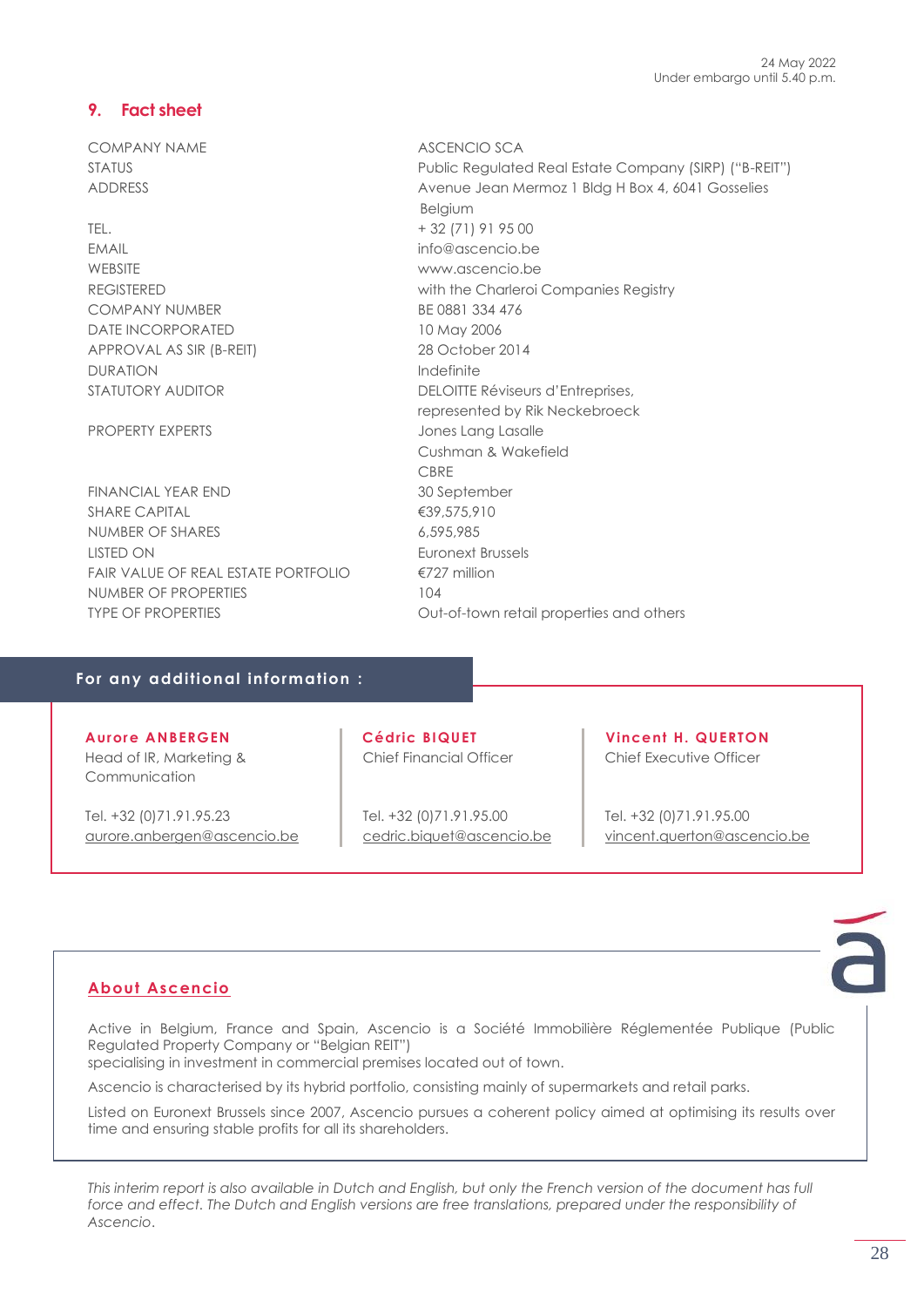24 May 2022
Under embargo until 5.40 p.m.

## 9. Fact sheet

| | |
|---|---|
| COMPANY NAME | ASCENCIO SCA |
| STATUS | Public Regulated Real Estate Company (SIRP) ("B-REIT") |
| ADDRESS | Avenue Jean Mermoz 1 Bldg H Box 4, 6041 Gosselies Belgium |
| TEL. | + 32 (71) 91 95 00 |
| EMAIL | info@ascencio.be |
| WEBSITE | www.ascencio.be |
| REGISTERED | with the Charleroi Companies Registry |
| COMPANY NUMBER | BE 0881 334 476 |
| DATE INCORPORATED | 10 May 2006 |
| APPROVAL AS SIR (B-REIT) | 28 October 2014 |
| DURATION | Indefinite |
| STATUTORY AUDITOR | DELOITTE Réviseurs d'Entreprises, represented by Rik Neckebroeck |
| PROPERTY EXPERTS | Jones Lang Lasalle<br>Cushman & Wakefield<br>CBRE |
| FINANCIAL YEAR END | 30 September |
| SHARE CAPITAL | €39,575,910 |
| NUMBER OF SHARES | 6,595,985 |
| LISTED ON | Euronext Brussels |
| FAIR VALUE OF REAL ESTATE PORTFOLIO | €727 million |
| NUMBER OF PROPERTIES | 104 |
| TYPE OF PROPERTIES | Out-of-town retail properties and others |

### For any additional information :

**Aurore ANBERGEN**
Head of IR, Marketing & Communication

Tel. +32 (0)71.91.95.23
aurore.anbergen@ascencio.be

**Cédric BIQUET**
Chief Financial Officer

Tel. +32 (0)71.91.95.00
cedric.biquet@ascencio.be

**Vincent H. QUERTON**
Chief Executive Officer

Tel. +32 (0)71.91.95.00
vincent.querton@ascencio.be

### About Ascencio

Active in Belgium, France and Spain, Ascencio is a Société Immobilière Réglementée Publique (Public Regulated Property Company or "Belgian REIT")
specialising in investment in commercial premises located out of town.

Ascencio is characterised by its hybrid portfolio, consisting mainly of supermarkets and retail parks.

Listed on Euronext Brussels since 2007, Ascencio pursues a coherent policy aimed at optimising its results over time and ensuring stable profits for all its shareholders.

*This interim report is also available in Dutch and English, but only the French version of the document has full force and effect. The Dutch and English versions are free translations, prepared under the responsibility of Ascencio.*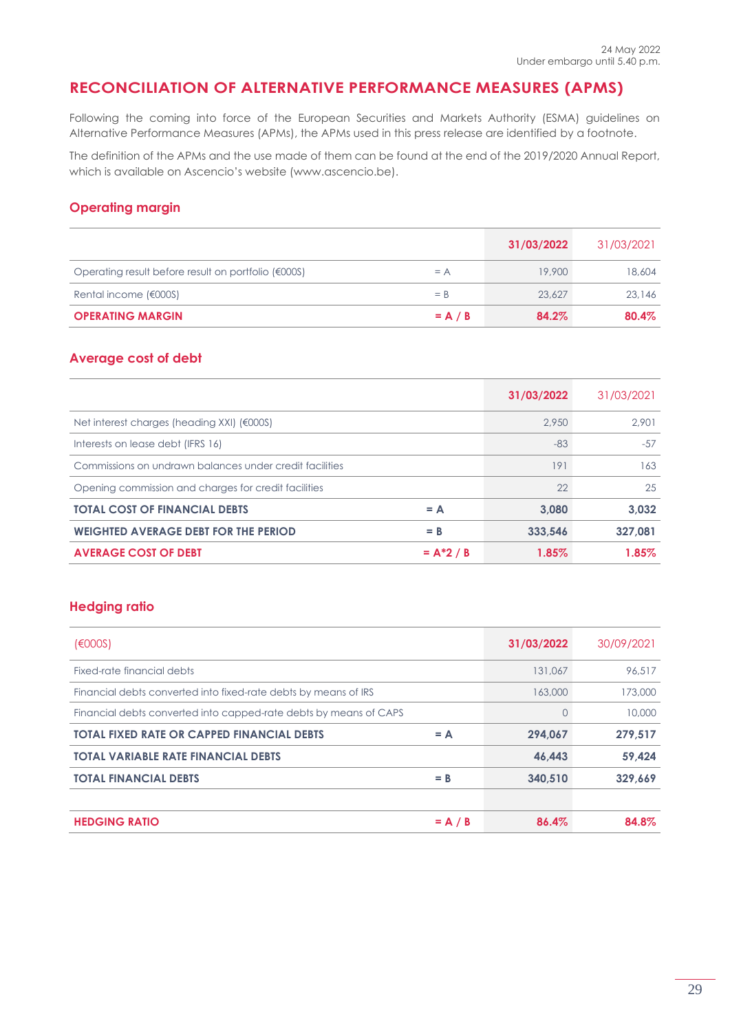# RECONCILIATION OF ALTERNATIVE PERFORMANCE MEASURES (APMS)

Following the coming into force of the European Securities and Markets Authority (ESMA) guidelines on Alternative Performance Measures (APMs), the APMs used in this press release are identified by a footnote.

The definition of the APMs and the use made of them can be found at the end of the 2019/2020 Annual Report, which is available on Ascencio's website (www.ascencio.be).

## Operating margin

| | | 31/03/2022 | 31/03/2021 |
|---|---|---|---|
| Operating result before result on portfolio (€000S) | = A | 19,900 | 18,604 |
| Rental income (€000S) | = B | 23,627 | 23,146 |
| **OPERATING MARGIN** | **= A / B** | **84.2%** | **80.4%** |

## Average cost of debt

| | | 31/03/2022 | 31/03/2021 |
|---|---|---|---|
| Net interest charges (heading XXI) (€000S) | | 2,950 | 2,901 |
| Interests on lease debt (IFRS 16) | | -83 | -57 |
| Commissions on undrawn balances under credit facilities | | 191 | 163 |
| Opening commission and charges for credit facilities | | 22 | 25 |
| **TOTAL COST OF FINANCIAL DEBTS** | **= A** | **3,080** | **3,032** |
| **WEIGHTED AVERAGE DEBT FOR THE PERIOD** | **= B** | **333,546** | **327,081** |
| **AVERAGE COST OF DEBT** | **= A*2 / B** | **1.85%** | **1.85%** |

## Hedging ratio

| (€000S) | | 31/03/2022 | 30/09/2021 |
|---|---|---|---|
| Fixed-rate financial debts | | 131,067 | 96,517 |
| Financial debts converted into fixed-rate debts by means of IRS | | 163,000 | 173,000 |
| Financial debts converted into capped-rate debts by means of CAPS | | 0 | 10,000 |
| **TOTAL FIXED RATE OR CAPPED FINANCIAL DEBTS** | **= A** | **294,067** | **279,517** |
| **TOTAL VARIABLE RATE FINANCIAL DEBTS** | | **46,443** | **59,424** |
| **TOTAL FINANCIAL DEBTS** | **= B** | **340,510** | **329,669** |
| | | | |
| **HEDGING RATIO** | **= A / B** | **86.4%** | **84.8%** |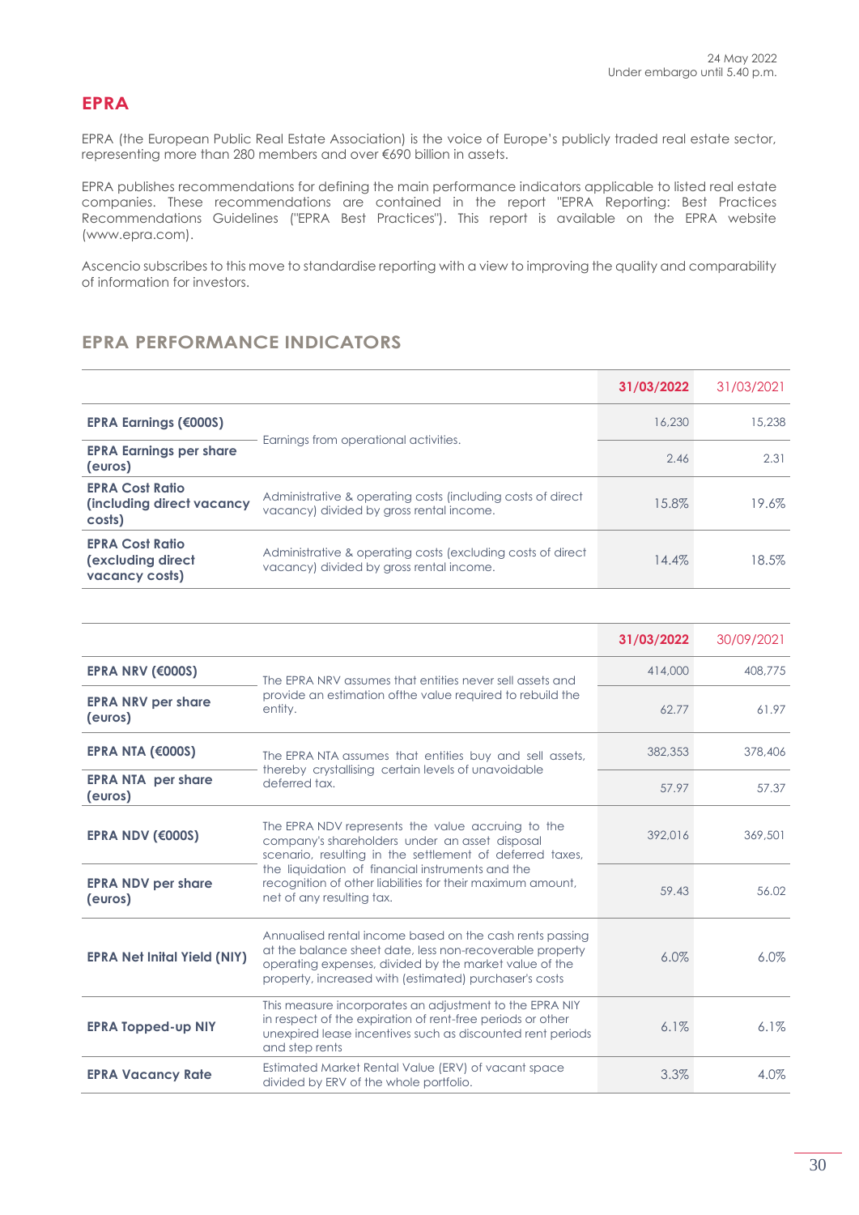## EPRA

EPRA (the European Public Real Estate Association) is the voice of Europe's publicly traded real estate sector, representing more than 280 members and over €690 billion in assets.

EPRA publishes recommendations for defining the main performance indicators applicable to listed real estate companies. These recommendations are contained in the report "EPRA Reporting: Best Practices Recommendations Guidelines ("EPRA Best Practices"). This report is available on the EPRA website (www.epra.com).

Ascencio subscribes to this move to standardise reporting with a view to improving the quality and comparability of information for investors.

### EPRA PERFORMANCE INDICATORS

| | | 31/03/2022 | 31/03/2021 |
|---|---|---|---|
| **EPRA Earnings (€000S)** | Earnings from operational activities. | 16,230 | 15,238 |
| **EPRA Earnings per share (euros)** | | 2.46 | 2.31 |
| **EPRA Cost Ratio (including direct vacancy costs)** | Administrative & operating costs (including costs of direct vacancy) divided by gross rental income. | 15.8% | 19.6% |
| **EPRA Cost Ratio (excluding direct vacancy costs)** | Administrative & operating costs (excluding costs of direct vacancy) divided by gross rental income. | 14.4% | 18.5% |

| | | 31/03/2022 | 30/09/2021 |
|---|---|---|---|
| **EPRA NRV (€000S)** | The EPRA NRV assumes that entities never sell assets and provide an estimation ofthe value required to rebuild the entity. | 414,000 | 408,775 |
| **EPRA NRV per share (euros)** | | 62.77 | 61.97 |
| **EPRA NTA (€000S)** | The EPRA NTA assumes that entities buy and sell assets, thereby crystallising certain levels of unavoidable deferred tax. | 382,353 | 378,406 |
| **EPRA NTA per share (euros)** | | 57.97 | 57.37 |
| **EPRA NDV (€000S)** | The EPRA NDV represents the value accruing to the company's shareholders under an asset disposal scenario, resulting in the settlement of deferred taxes, the liquidation of financial instruments and the recognition of other liabilities for their maximum amount, net of any resulting tax. | 392,016 | 369,501 |
| **EPRA NDV per share (euros)** | | 59.43 | 56.02 |
| **EPRA Net Inital Yield (NIY)** | Annualised rental income based on the cash rents passing at the balance sheet date, less non-recoverable property operating expenses, divided by the market value of the property, increased with (estimated) purchaser's costs | 6.0% | 6.0% |
| **EPRA Topped-up NIY** | This measure incorporates an adjustment to the EPRA NIY in respect of the expiration of rent-free periods or other unexpired lease incentives such as discounted rent periods and step rents | 6.1% | 6.1% |
| **EPRA Vacancy Rate** | Estimated Market Rental Value (ERV) of vacant space divided by ERV of the whole portfolio. | 3.3% | 4.0% |